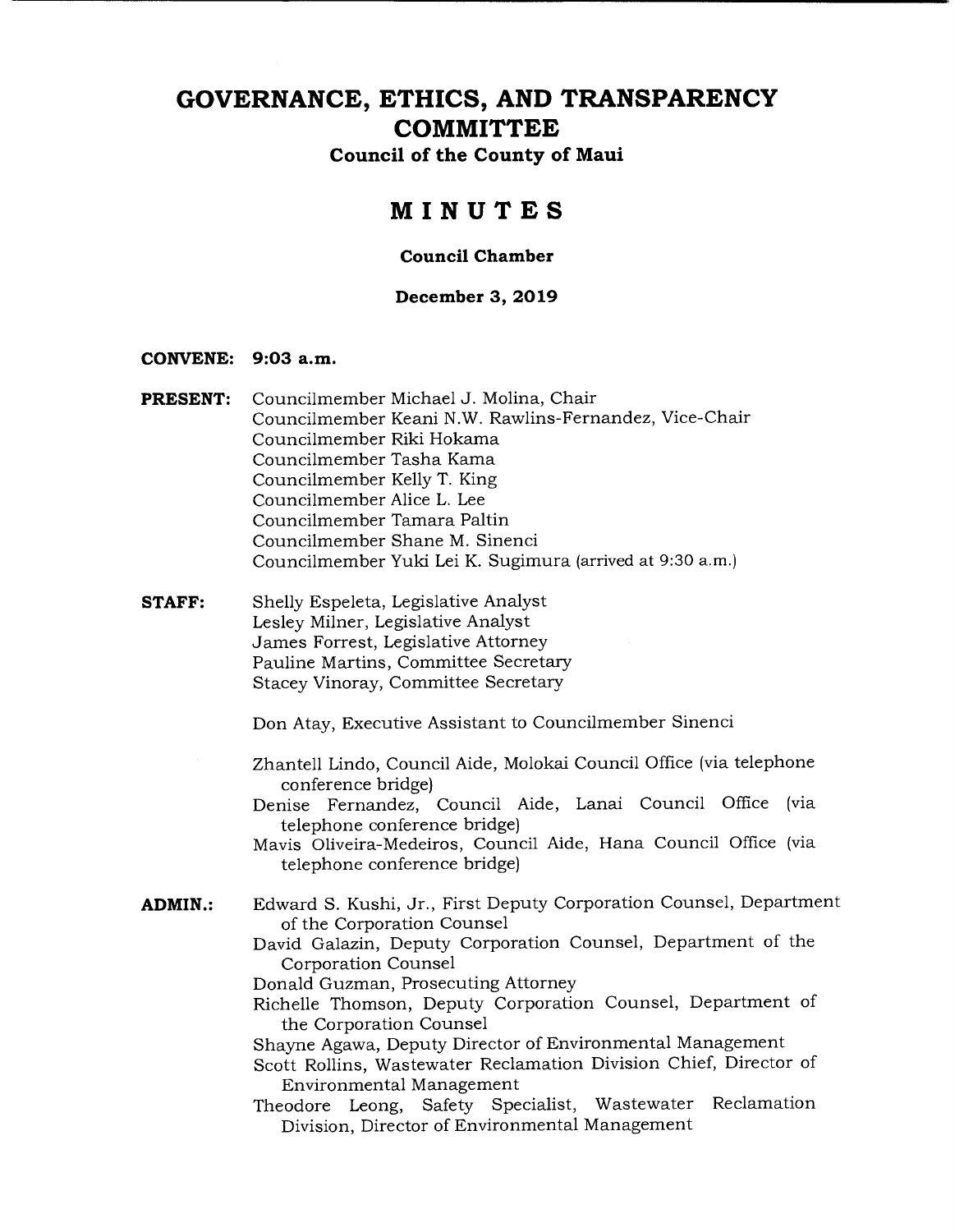# GOVERNANCE, ETHICS, AND TRANSPARENCY COMMITTEE

**Council of the County of Maui**

## MINUTES

**Council Chamber**

**December 3, 2019**

**CONVENE:** 9:03 a.m.

**PRESENT:**
Councilmember Michael J. Molina, Chair
Councilmember Keani N.W. Rawlins-Fernandez, Vice-Chair
Councilmember Riki Hokama
Councilmember Tasha Kama
Councilmember Kelly T. King
Councilmember Alice L. Lee
Councilmember Tamara Paltin
Councilmember Shane M. Sinenci
Councilmember Yuki Lei K. Sugimura (arrived at 9:30 a.m.)

**STAFF:**
Shelly Espeleta, Legislative Analyst
Lesley Milner, Legislative Analyst
James Forrest, Legislative Attorney
Pauline Martins, Committee Secretary
Stacey Vinoray, Committee Secretary

Don Atay, Executive Assistant to Councilmember Sinenci

Zhantell Lindo, Council Aide, Molokai Council Office (via telephone conference bridge)
Denise Fernandez, Council Aide, Lanai Council Office (via telephone conference bridge)
Mavis Oliveira-Medeiros, Council Aide, Hana Council Office (via telephone conference bridge)

**ADMIN.:**
Edward S. Kushi, Jr., First Deputy Corporation Counsel, Department of the Corporation Counsel
David Galazin, Deputy Corporation Counsel, Department of the Corporation Counsel
Donald Guzman, Prosecuting Attorney
Richelle Thomson, Deputy Corporation Counsel, Department of the Corporation Counsel
Shayne Agawa, Deputy Director of Environmental Management
Scott Rollins, Wastewater Reclamation Division Chief, Director of Environmental Management
Theodore Leong, Safety Specialist, Wastewater Reclamation Division, Director of Environmental Management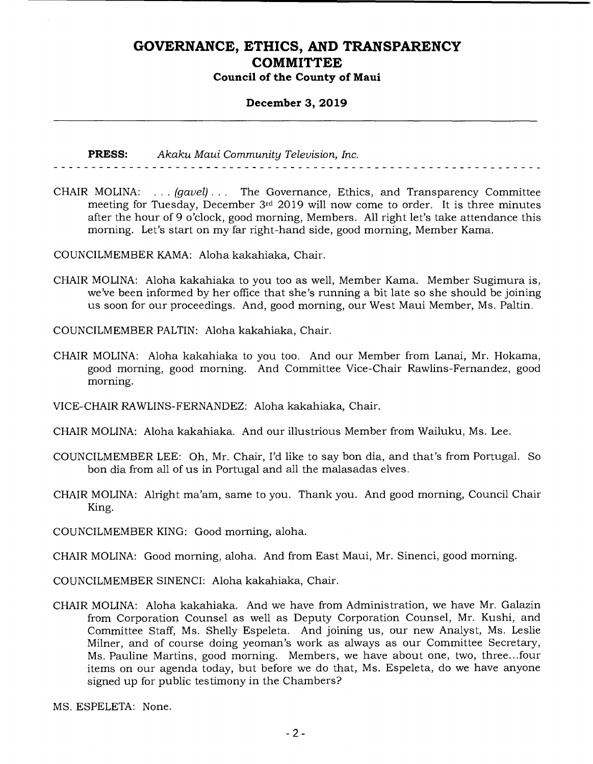**PRESS:** *Akaku Maui Community Television, Inc.*

- - - - - - - - - - - - - - - - - - - - - - - - - - - - - - - - - - - - - - - - - - - - - - - - - - - - - - -

CHAIR MOLINA: . . . *(gavel)* . . . The Governance, Ethics, and Transparency Committee meeting for Tuesday, December 3rd 2019 will now come to order. It is three minutes after the hour of 9 o'clock, good morning, Members. All right let's take attendance this morning. Let's start on my far right-hand side, good morning, Member Kama.

COUNCILMEMBER KAMA: Aloha kakahiaka, Chair.

CHAIR MOLINA: Aloha kakahiaka to you too as well, Member Kama. Member Sugimura is, we've been informed by her office that she's running a bit late so she should be joining us soon for our proceedings. And, good morning, our West Maui Member, Ms. Paltin.

COUNCILMEMBER PALTIN: Aloha kakahiaka, Chair.

CHAIR MOLINA: Aloha kakahiaka to you too. And our Member from Lanai, Mr. Hokama, good morning, good morning. And Committee Vice-Chair Rawlins-Fernandez, good morning.

VICE-CHAIR RAWLINS-FERNANDEZ: Aloha kakahiaka, Chair.

CHAIR MOLINA: Aloha kakahiaka. And our illustrious Member from Wailuku, Ms. Lee.

COUNCILMEMBER LEE: Oh, Mr. Chair, I'd like to say bon dia, and that's from Portugal. So bon dia from all of us in Portugal and all the malasadas elves.

CHAIR MOLINA: Alright ma'am, same to you. Thank you. And good morning, Council Chair King.

COUNCILMEMBER KING: Good morning, aloha.

CHAIR MOLINA: Good morning, aloha. And from East Maui, Mr. Sinenci, good morning.

COUNCILMEMBER SINENCI: Aloha kakahiaka, Chair.

CHAIR MOLINA: Aloha kakahiaka. And we have from Administration, we have Mr. Galazin from Corporation Counsel as well as Deputy Corporation Counsel, Mr. Kushi, and Committee Staff, Ms. Shelly Espeleta. And joining us, our new Analyst, Ms. Leslie Milner, and of course doing yeoman's work as always as our Committee Secretary, Ms. Pauline Martins, good morning. Members, we have about one, two, three...four items on our agenda today, but before we do that, Ms. Espeleta, do we have anyone signed up for public testimony in the Chambers?

MS. ESPELETA: None.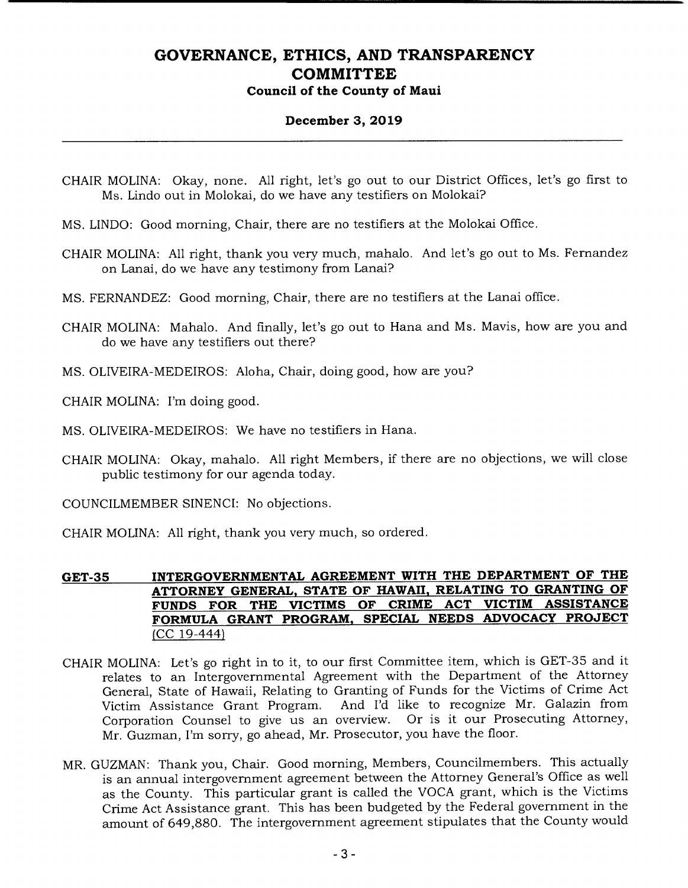CHAIR MOLINA: Okay, none. All right, let's go out to our District Offices, let's go first to Ms. Lindo out in Molokai, do we have any testifiers on Molokai?

MS. LINDO: Good morning, Chair, there are no testifiers at the Molokai Office.

CHAIR MOLINA: All right, thank you very much, mahalo. And let's go out to Ms. Fernandez on Lanai, do we have any testimony from Lanai?

MS. FERNANDEZ: Good morning, Chair, there are no testifiers at the Lanai office.

CHAIR MOLINA: Mahalo. And finally, let's go out to Hana and Ms. Mavis, how are you and do we have any testifiers out there?

MS. OLIVEIRA-MEDEIROS: Aloha, Chair, doing good, how are you?

CHAIR MOLINA: I'm doing good.

MS. OLIVEIRA-MEDEIROS: We have no testifiers in Hana.

CHAIR MOLINA: Okay, mahalo. All right Members, if there are no objections, we will close public testimony for our agenda today.

COUNCILMEMBER SINENCI: No objections.

CHAIR MOLINA: All right, thank you very much, so ordered.

## GET-35 INTERGOVERNMENTAL AGREEMENT WITH THE DEPARTMENT OF THE ATTORNEY GENERAL, STATE OF HAWAII, RELATING TO GRANTING OF FUNDS FOR THE VICTIMS OF CRIME ACT VICTIM ASSISTANCE FORMULA GRANT PROGRAM, SPECIAL NEEDS ADVOCACY PROJECT (CC 19-444)

CHAIR MOLINA: Let's go right in to it, to our first Committee item, which is GET-35 and it relates to an Intergovernmental Agreement with the Department of the Attorney General, State of Hawaii, Relating to Granting of Funds for the Victims of Crime Act Victim Assistance Grant Program. And I'd like to recognize Mr. Galazin from Corporation Counsel to give us an overview. Or is it our Prosecuting Attorney, Mr. Guzman, I'm sorry, go ahead, Mr. Prosecutor, you have the floor.

MR. GUZMAN: Thank you, Chair. Good morning, Members, Councilmembers. This actually is an annual intergovernment agreement between the Attorney General's Office as well as the County. This particular grant is called the VOCA grant, which is the Victims Crime Act Assistance grant. This has been budgeted by the Federal government in the amount of 649,880. The intergovernment agreement stipulates that the County would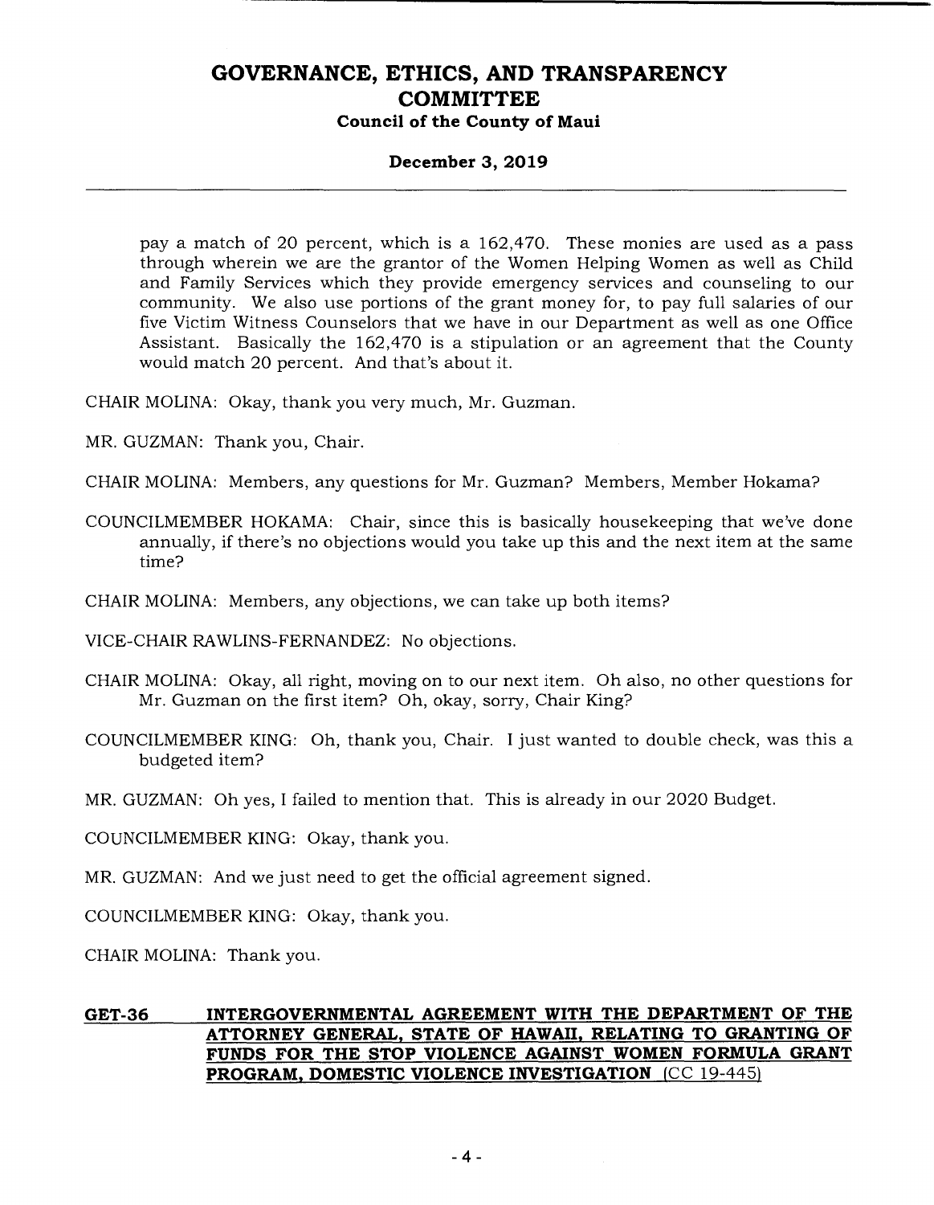pay a match of 20 percent, which is a 162,470. These monies are used as a pass through wherein we are the grantor of the Women Helping Women as well as Child and Family Services which they provide emergency services and counseling to our community. We also use portions of the grant money for, to pay full salaries of our five Victim Witness Counselors that we have in our Department as well as one Office Assistant. Basically the 162,470 is a stipulation or an agreement that the County would match 20 percent. And that's about it.

CHAIR MOLINA: Okay, thank you very much, Mr. Guzman.

MR. GUZMAN: Thank you, Chair.

CHAIR MOLINA: Members, any questions for Mr. Guzman? Members, Member Hokama?

COUNCILMEMBER HOKAMA: Chair, since this is basically housekeeping that we've done annually, if there's no objections would you take up this and the next item at the same time?

CHAIR MOLINA: Members, any objections, we can take up both items?

VICE-CHAIR RAWLINS-FERNANDEZ: No objections.

CHAIR MOLINA: Okay, all right, moving on to our next item. Oh also, no other questions for Mr. Guzman on the first item? Oh, okay, sorry, Chair King?

COUNCILMEMBER KING: Oh, thank you, Chair. I just wanted to double check, was this a budgeted item?

MR. GUZMAN: Oh yes, I failed to mention that. This is already in our 2020 Budget.

COUNCILMEMBER KING: Okay, thank you.

MR. GUZMAN: And we just need to get the official agreement signed.

COUNCILMEMBER KING: Okay, thank you.

CHAIR MOLINA: Thank you.

## GET-36 INTERGOVERNMENTAL AGREEMENT WITH THE DEPARTMENT OF THE ATTORNEY GENERAL, STATE OF HAWAII, RELATING TO GRANTING OF FUNDS FOR THE STOP VIOLENCE AGAINST WOMEN FORMULA GRANT PROGRAM, DOMESTIC VIOLENCE INVESTIGATION (CC 19-445)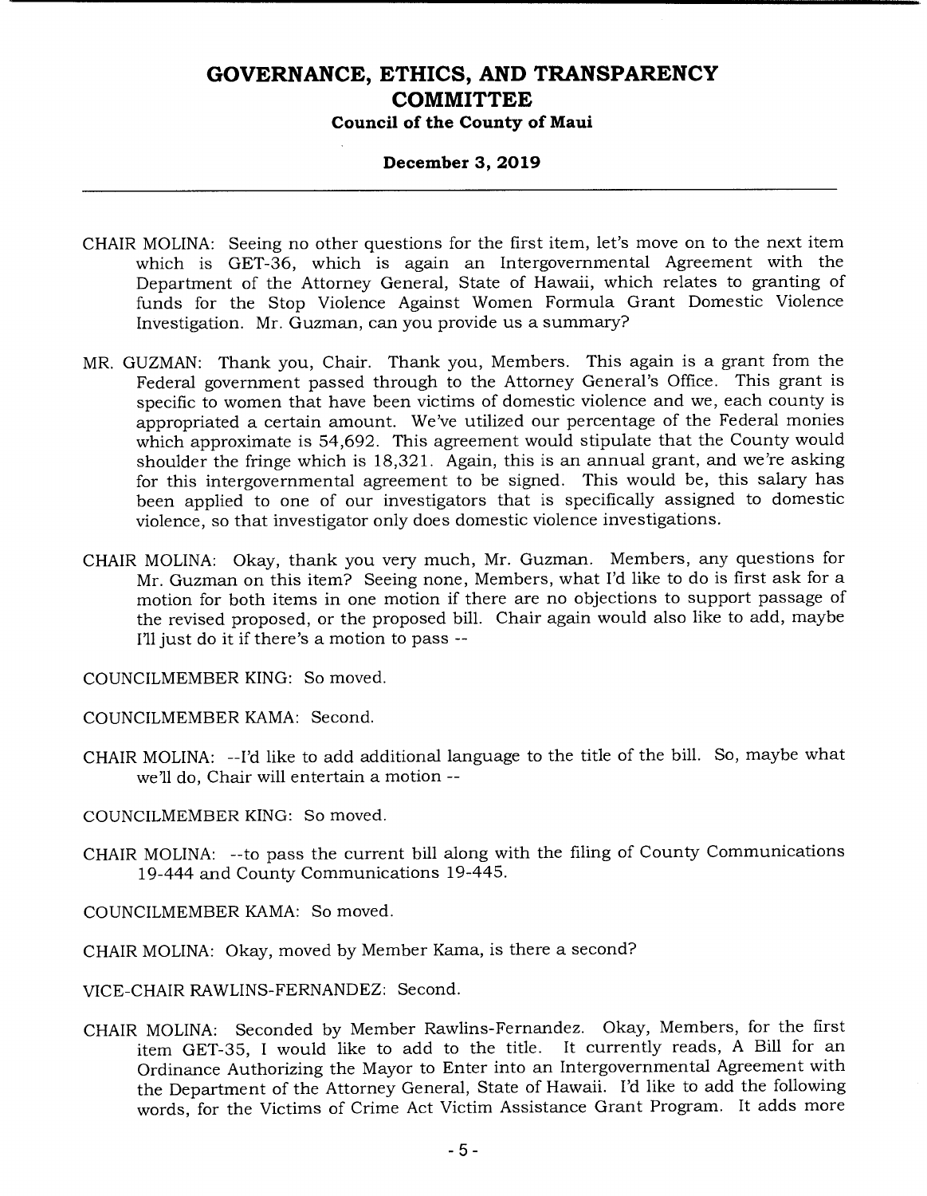CHAIR MOLINA: Seeing no other questions for the first item, let's move on to the next item which is GET-36, which is again an Intergovernmental Agreement with the Department of the Attorney General, State of Hawaii, which relates to granting of funds for the Stop Violence Against Women Formula Grant Domestic Violence Investigation. Mr. Guzman, can you provide us a summary?

MR. GUZMAN: Thank you, Chair. Thank you, Members. This again is a grant from the Federal government passed through to the Attorney General's Office. This grant is specific to women that have been victims of domestic violence and we, each county is appropriated a certain amount. We've utilized our percentage of the Federal monies which approximate is 54,692. This agreement would stipulate that the County would shoulder the fringe which is 18,321. Again, this is an annual grant, and we're asking for this intergovernmental agreement to be signed. This would be, this salary has been applied to one of our investigators that is specifically assigned to domestic violence, so that investigator only does domestic violence investigations.

CHAIR MOLINA: Okay, thank you very much, Mr. Guzman. Members, any questions for Mr. Guzman on this item? Seeing none, Members, what I'd like to do is first ask for a motion for both items in one motion if there are no objections to support passage of the revised proposed, or the proposed bill. Chair again would also like to add, maybe I'll just do it if there's a motion to pass --

COUNCILMEMBER KING: So moved.

COUNCILMEMBER KAMA: Second.

CHAIR MOLINA: --I'd like to add additional language to the title of the bill. So, maybe what we'll do, Chair will entertain a motion --

COUNCILMEMBER KING: So moved.

CHAIR MOLINA: --to pass the current bill along with the filing of County Communications 19-444 and County Communications 19-445.

COUNCILMEMBER KAMA: So moved.

CHAIR MOLINA: Okay, moved by Member Kama, is there a second?

VICE-CHAIR RAWLINS-FERNANDEZ: Second.

CHAIR MOLINA: Seconded by Member Rawlins-Fernandez. Okay, Members, for the first item GET-35, I would like to add to the title. It currently reads, A Bill for an Ordinance Authorizing the Mayor to Enter into an Intergovernmental Agreement with the Department of the Attorney General, State of Hawaii. I'd like to add the following words, for the Victims of Crime Act Victim Assistance Grant Program. It adds more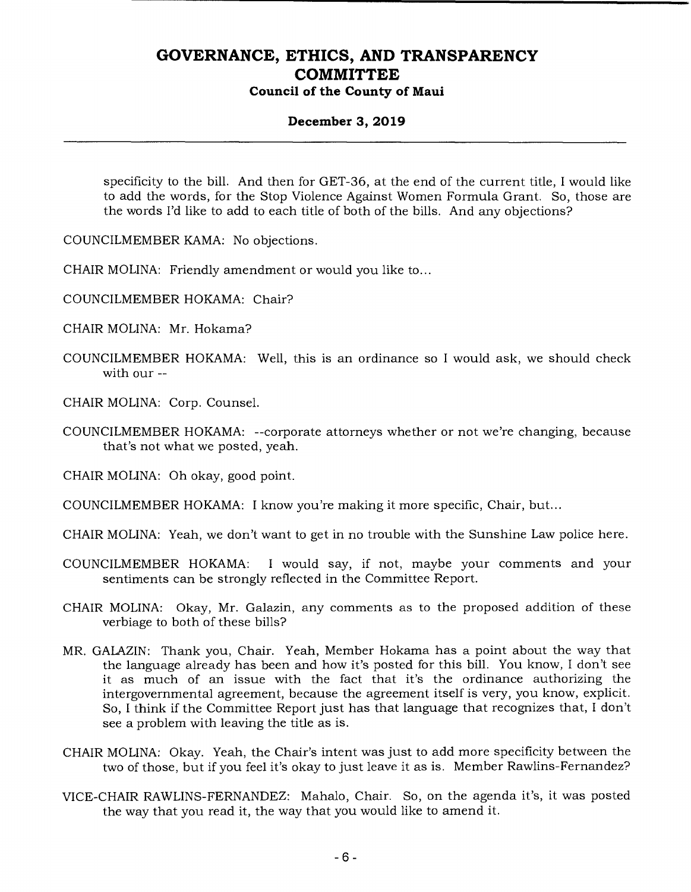specificity to the bill. And then for GET-36, at the end of the current title, I would like to add the words, for the Stop Violence Against Women Formula Grant. So, those are the words I'd like to add to each title of both of the bills. And any objections?

COUNCILMEMBER KAMA: No objections.

CHAIR MOLINA: Friendly amendment or would you like to...

COUNCILMEMBER HOKAMA: Chair?

CHAIR MOLINA: Mr. Hokama?

COUNCILMEMBER HOKAMA: Well, this is an ordinance so I would ask, we should check with our --

CHAIR MOLINA: Corp. Counsel.

COUNCILMEMBER HOKAMA: --corporate attorneys whether or not we're changing, because that's not what we posted, yeah.

CHAIR MOLINA: Oh okay, good point.

COUNCILMEMBER HOKAMA: I know you're making it more specific, Chair, but...

CHAIR MOLINA: Yeah, we don't want to get in no trouble with the Sunshine Law police here.

COUNCILMEMBER HOKAMA: I would say, if not, maybe your comments and your sentiments can be strongly reflected in the Committee Report.

CHAIR MOLINA: Okay, Mr. Galazin, any comments as to the proposed addition of these verbiage to both of these bills?

MR. GALAZIN: Thank you, Chair. Yeah, Member Hokama has a point about the way that the language already has been and how it's posted for this bill. You know, I don't see it as much of an issue with the fact that it's the ordinance authorizing the intergovernmental agreement, because the agreement itself is very, you know, explicit. So, I think if the Committee Report just has that language that recognizes that, I don't see a problem with leaving the title as is.

CHAIR MOLINA: Okay. Yeah, the Chair's intent was just to add more specificity between the two of those, but if you feel it's okay to just leave it as is. Member Rawlins-Fernandez?

VICE-CHAIR RAWLINS-FERNANDEZ: Mahalo, Chair. So, on the agenda it's, it was posted the way that you read it, the way that you would like to amend it.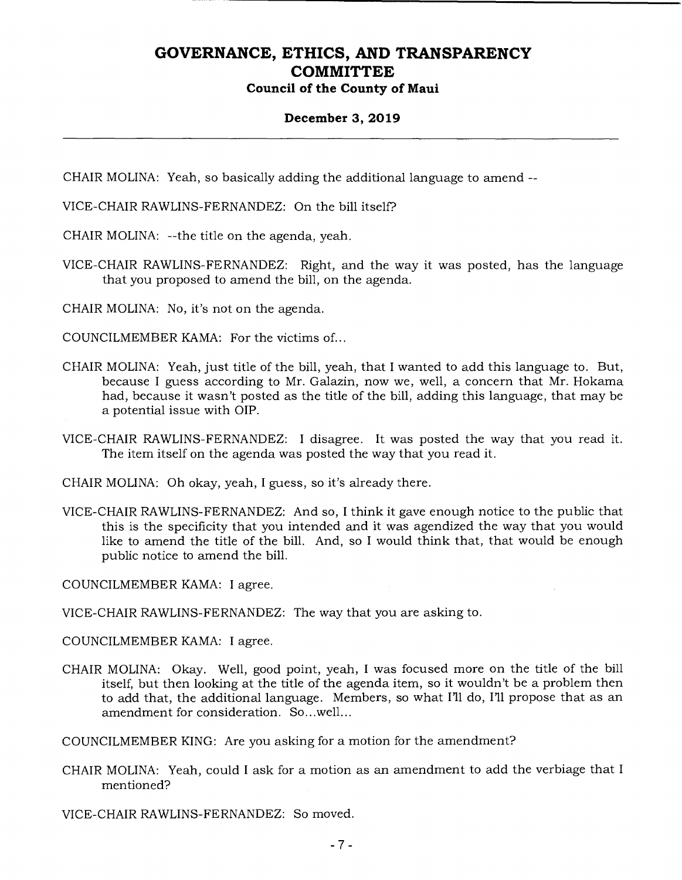CHAIR MOLINA: Yeah, so basically adding the additional language to amend --

VICE-CHAIR RAWLINS-FERNANDEZ: On the bill itself?

CHAIR MOLINA: --the title on the agenda, yeah.

VICE-CHAIR RAWLINS-FERNANDEZ: Right, and the way it was posted, has the language that you proposed to amend the bill, on the agenda.

CHAIR MOLINA: No, it's not on the agenda.

COUNCILMEMBER KAMA: For the victims of...

CHAIR MOLINA: Yeah, just title of the bill, yeah, that I wanted to add this language to. But, because I guess according to Mr. Galazin, now we, well, a concern that Mr. Hokama had, because it wasn't posted as the title of the bill, adding this language, that may be a potential issue with OIP.

VICE-CHAIR RAWLINS-FERNANDEZ: I disagree. It was posted the way that you read it. The item itself on the agenda was posted the way that you read it.

CHAIR MOLINA: Oh okay, yeah, I guess, so it's already there.

VICE-CHAIR RAWLINS-FERNANDEZ: And so, I think it gave enough notice to the public that this is the specificity that you intended and it was agendized the way that you would like to amend the title of the bill. And, so I would think that, that would be enough public notice to amend the bill.

COUNCILMEMBER KAMA: I agree.

VICE-CHAIR RAWLINS-FERNANDEZ: The way that you are asking to.

COUNCILMEMBER KAMA: I agree.

CHAIR MOLINA: Okay. Well, good point, yeah, I was focused more on the title of the bill itself, but then looking at the title of the agenda item, so it wouldn't be a problem then to add that, the additional language. Members, so what I'll do, I'll propose that as an amendment for consideration. So...well...

COUNCILMEMBER KING: Are you asking for a motion for the amendment?

CHAIR MOLINA: Yeah, could I ask for a motion as an amendment to add the verbiage that I mentioned?

VICE-CHAIR RAWLINS-FERNANDEZ: So moved.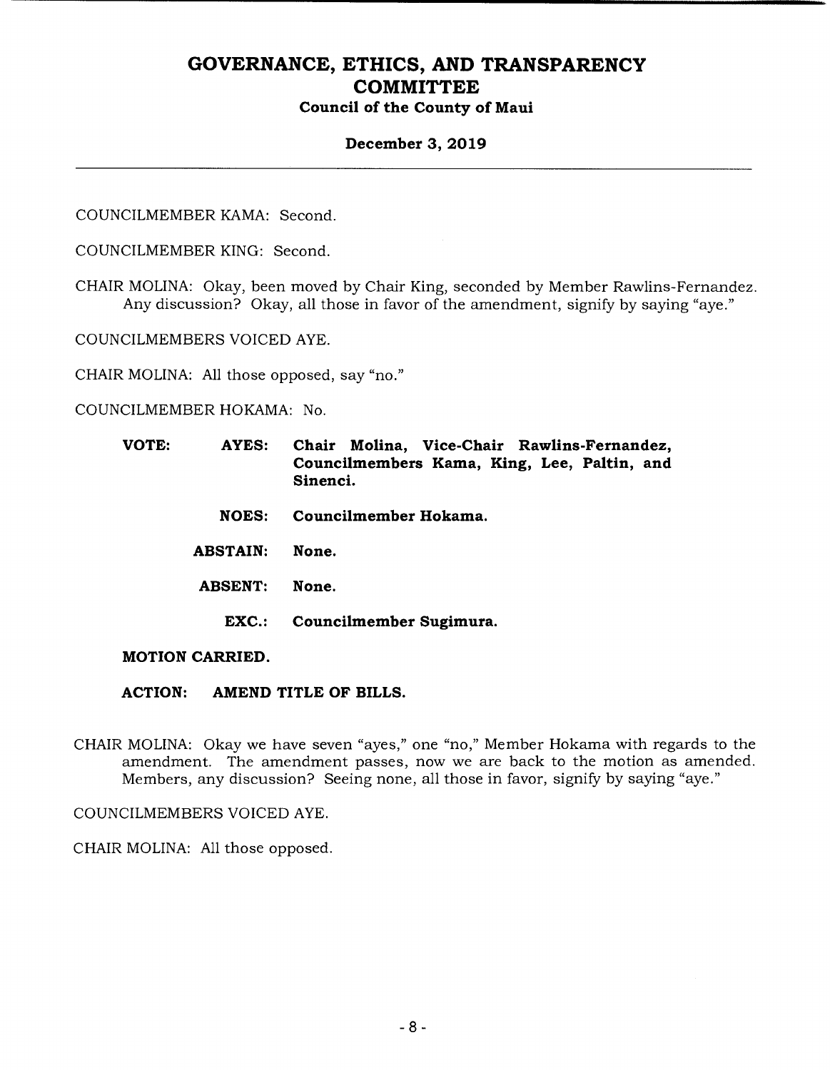COUNCILMEMBER KAMA: Second.

COUNCILMEMBER KING: Second.

CHAIR MOLINA: Okay, been moved by Chair King, seconded by Member Rawlins-Fernandez. Any discussion? Okay, all those in favor of the amendment, signify by saying "aye."

COUNCILMEMBERS VOICED AYE.

CHAIR MOLINA: All those opposed, say "no."

COUNCILMEMBER HOKAMA: No.

**VOTE:** **AYES:** **Chair Molina, Vice-Chair Rawlins-Fernandez, Councilmembers Kama, King, Lee, Paltin, and Sinenci.**

**NOES:** **Councilmember Hokama.**

**ABSTAIN:** **None.**

**ABSENT:** **None.**

**EXC.:** **Councilmember Sugimura.**

**MOTION CARRIED.**

**ACTION:** **AMEND TITLE OF BILLS.**

CHAIR MOLINA: Okay we have seven "ayes," one "no," Member Hokama with regards to the amendment. The amendment passes, now we are back to the motion as amended. Members, any discussion? Seeing none, all those in favor, signify by saying "aye."

COUNCILMEMBERS VOICED AYE.

CHAIR MOLINA: All those opposed.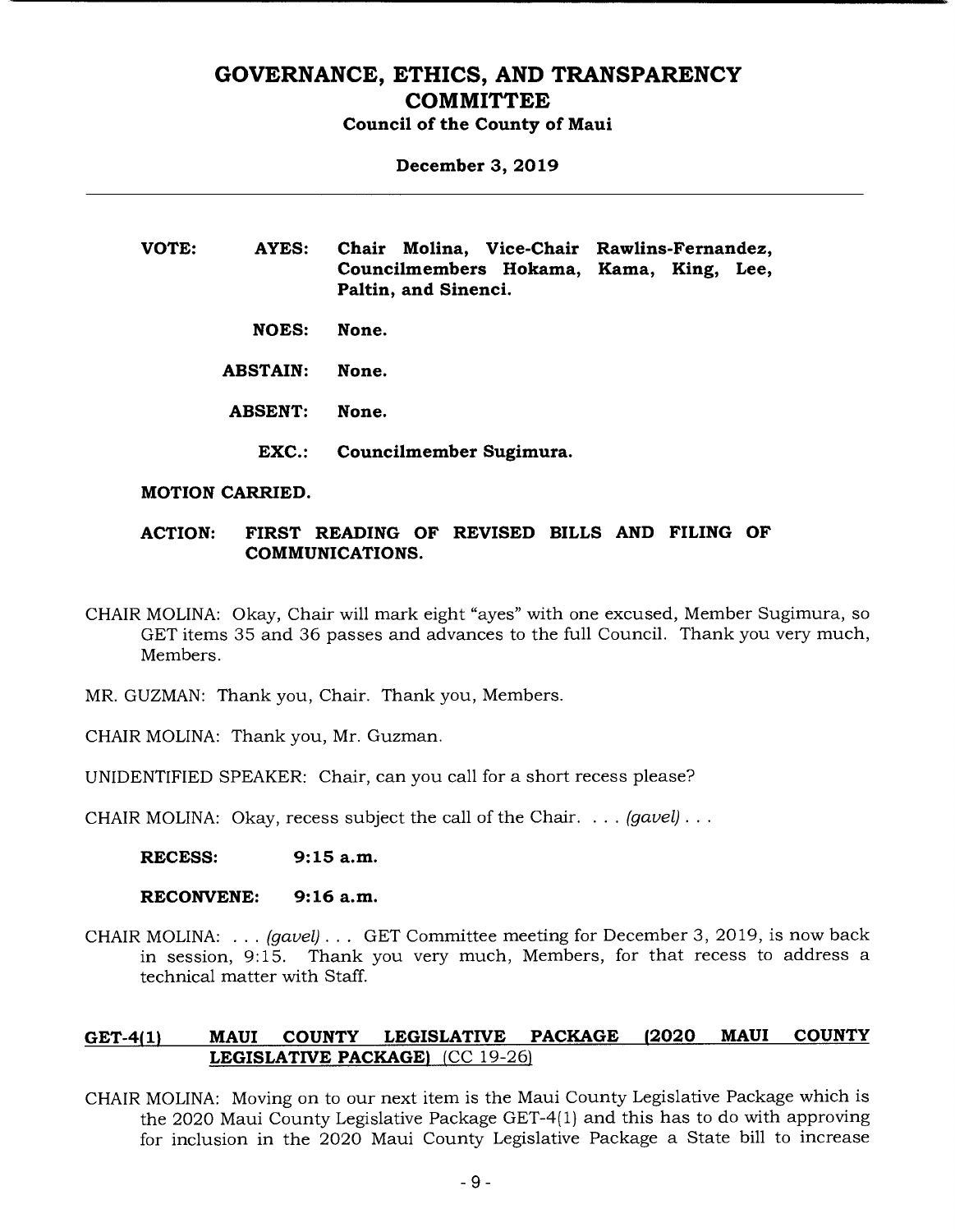**VOTE:** **AYES:** **Chair Molina, Vice-Chair Rawlins-Fernandez, Councilmembers Hokama, Kama, King, Lee, Paltin, and Sinenci.**

**NOES:** **None.**

**ABSTAIN:** **None.**

**ABSENT:** **None.**

**EXC.:** **Councilmember Sugimura.**

**MOTION CARRIED.**

**ACTION:** **FIRST READING OF REVISED BILLS AND FILING OF COMMUNICATIONS.**

CHAIR MOLINA: Okay, Chair will mark eight "ayes" with one excused, Member Sugimura, so GET items 35 and 36 passes and advances to the full Council. Thank you very much, Members.

MR. GUZMAN: Thank you, Chair. Thank you, Members.

CHAIR MOLINA: Thank you, Mr. Guzman.

UNIDENTIFIED SPEAKER: Chair, can you call for a short recess please?

CHAIR MOLINA: Okay, recess subject the call of the Chair. . . . *(gavel)* . . .

**RECESS:** **9:15 a.m.**

**RECONVENE:** **9:16 a.m.**

CHAIR MOLINA: . . . *(gavel)* . . . GET Committee meeting for December 3, 2019, is now back in session, 9:15. Thank you very much, Members, for that recess to address a technical matter with Staff.

**GET-4(1) MAUI COUNTY LEGISLATIVE PACKAGE (2020 MAUI COUNTY LEGISLATIVE PACKAGE)** (CC 19-26)

CHAIR MOLINA: Moving on to our next item is the Maui County Legislative Package which is the 2020 Maui County Legislative Package GET-4(1) and this has to do with approving for inclusion in the 2020 Maui County Legislative Package a State bill to increase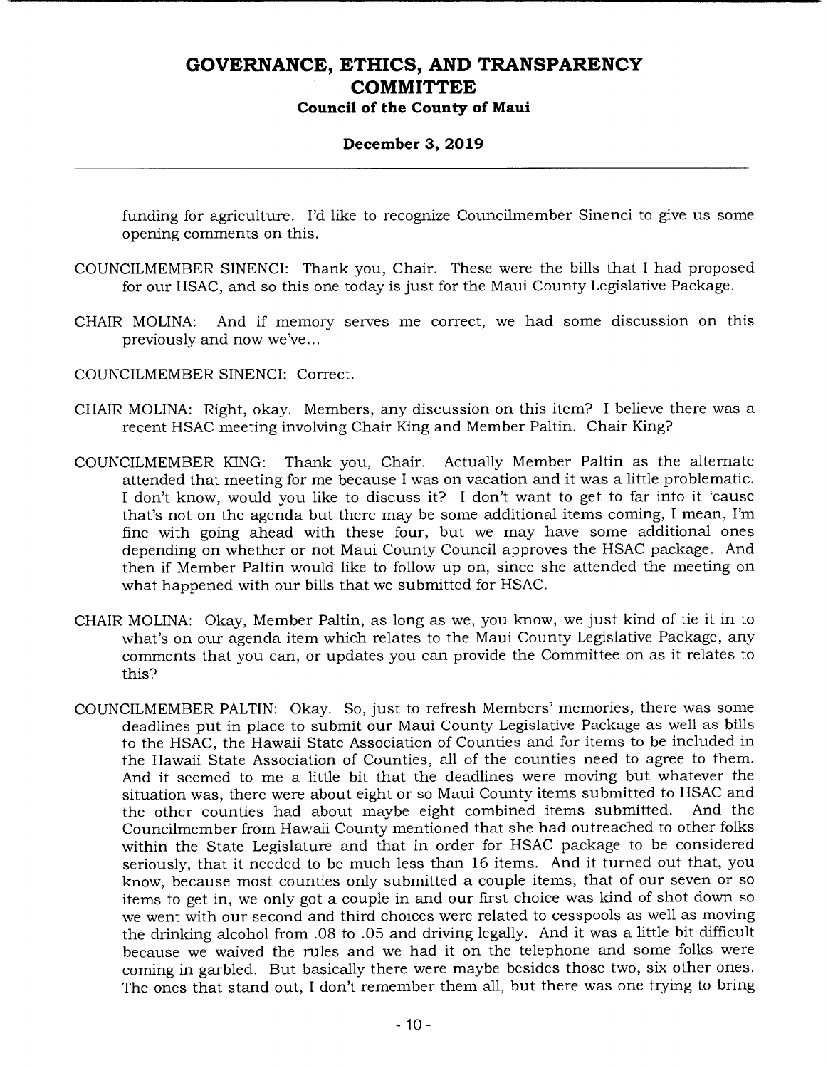funding for agriculture. I'd like to recognize Councilmember Sinenci to give us some opening comments on this.

COUNCILMEMBER SINENCI: Thank you, Chair. These were the bills that I had proposed for our HSAC, and so this one today is just for the Maui County Legislative Package.

CHAIR MOLINA: And if memory serves me correct, we had some discussion on this previously and now we've...

COUNCILMEMBER SINENCI: Correct.

CHAIR MOLINA: Right, okay. Members, any discussion on this item? I believe there was a recent HSAC meeting involving Chair King and Member Paltin. Chair King?

COUNCILMEMBER KING: Thank you, Chair. Actually Member Paltin as the alternate attended that meeting for me because I was on vacation and it was a little problematic. I don't know, would you like to discuss it? I don't want to get to far into it 'cause that's not on the agenda but there may be some additional items coming, I mean, I'm fine with going ahead with these four, but we may have some additional ones depending on whether or not Maui County Council approves the HSAC package. And then if Member Paltin would like to follow up on, since she attended the meeting on what happened with our bills that we submitted for HSAC.

CHAIR MOLINA: Okay, Member Paltin, as long as we, you know, we just kind of tie it in to what's on our agenda item which relates to the Maui County Legislative Package, any comments that you can, or updates you can provide the Committee on as it relates to this?

COUNCILMEMBER PALTIN: Okay. So, just to refresh Members' memories, there was some deadlines put in place to submit our Maui County Legislative Package as well as bills to the HSAC, the Hawaii State Association of Counties and for items to be included in the Hawaii State Association of Counties, all of the counties need to agree to them. And it seemed to me a little bit that the deadlines were moving but whatever the situation was, there were about eight or so Maui County items submitted to HSAC and the other counties had about maybe eight combined items submitted. And the Councilmember from Hawaii County mentioned that she had outreached to other folks within the State Legislature and that in order for HSAC package to be considered seriously, that it needed to be much less than 16 items. And it turned out that, you know, because most counties only submitted a couple items, that of our seven or so items to get in, we only got a couple in and our first choice was kind of shot down so we went with our second and third choices were related to cesspools as well as moving the drinking alcohol from .08 to .05 and driving legally. And it was a little bit difficult because we waived the rules and we had it on the telephone and some folks were coming in garbled. But basically there were maybe besides those two, six other ones. The ones that stand out, I don't remember them all, but there was one trying to bring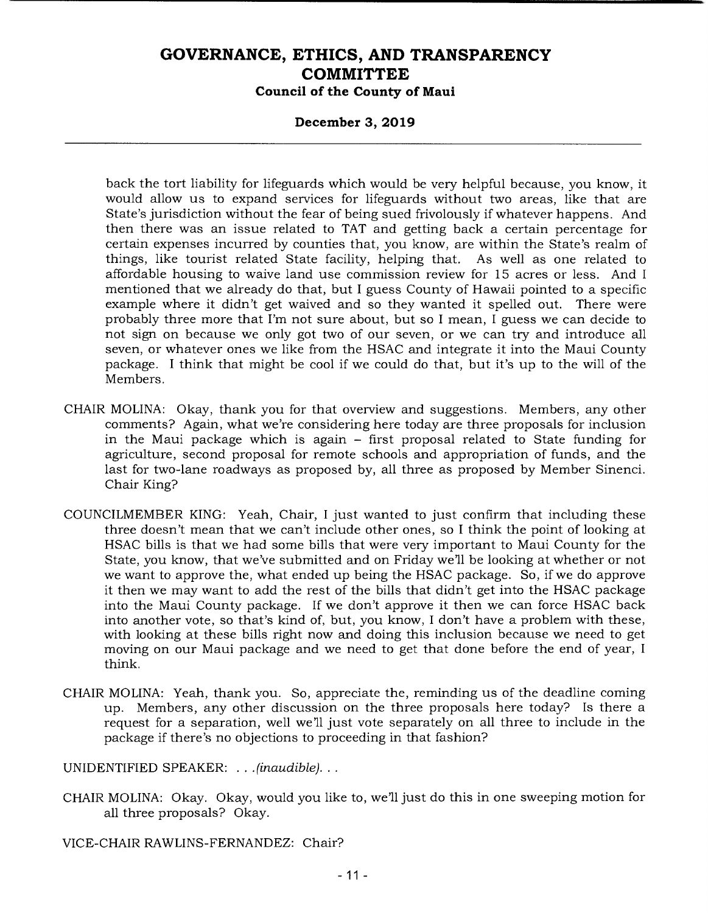back the tort liability for lifeguards which would be very helpful because, you know, it would allow us to expand services for lifeguards without two areas, like that are State's jurisdiction without the fear of being sued frivolously if whatever happens. And then there was an issue related to TAT and getting back a certain percentage for certain expenses incurred by counties that, you know, are within the State's realm of things, like tourist related State facility, helping that. As well as one related to affordable housing to waive land use commission review for 15 acres or less. And I mentioned that we already do that, but I guess County of Hawaii pointed to a specific example where it didn't get waived and so they wanted it spelled out. There were probably three more that I'm not sure about, but so I mean, I guess we can decide to not sign on because we only got two of our seven, or we can try and introduce all seven, or whatever ones we like from the HSAC and integrate it into the Maui County package. I think that might be cool if we could do that, but it's up to the will of the Members.

CHAIR MOLINA: Okay, thank you for that overview and suggestions. Members, any other comments? Again, what we're considering here today are three proposals for inclusion in the Maui package which is again – first proposal related to State funding for agriculture, second proposal for remote schools and appropriation of funds, and the last for two-lane roadways as proposed by, all three as proposed by Member Sinenci. Chair King?

COUNCILMEMBER KING: Yeah, Chair, I just wanted to just confirm that including these three doesn't mean that we can't include other ones, so I think the point of looking at HSAC bills is that we had some bills that were very important to Maui County for the State, you know, that we've submitted and on Friday we'll be looking at whether or not we want to approve the, what ended up being the HSAC package. So, if we do approve it then we may want to add the rest of the bills that didn't get into the HSAC package into the Maui County package. If we don't approve it then we can force HSAC back into another vote, so that's kind of, but, you know, I don't have a problem with these, with looking at these bills right now and doing this inclusion because we need to get moving on our Maui package and we need to get that done before the end of year, I think.

CHAIR MOLINA: Yeah, thank you. So, appreciate the, reminding us of the deadline coming up. Members, any other discussion on the three proposals here today? Is there a request for a separation, well we'll just vote separately on all three to include in the package if there's no objections to proceeding in that fashion?

UNIDENTIFIED SPEAKER: . . .*(inaudible)*. . .

CHAIR MOLINA: Okay. Okay, would you like to, we'll just do this in one sweeping motion for all three proposals? Okay.

VICE-CHAIR RAWLINS-FERNANDEZ: Chair?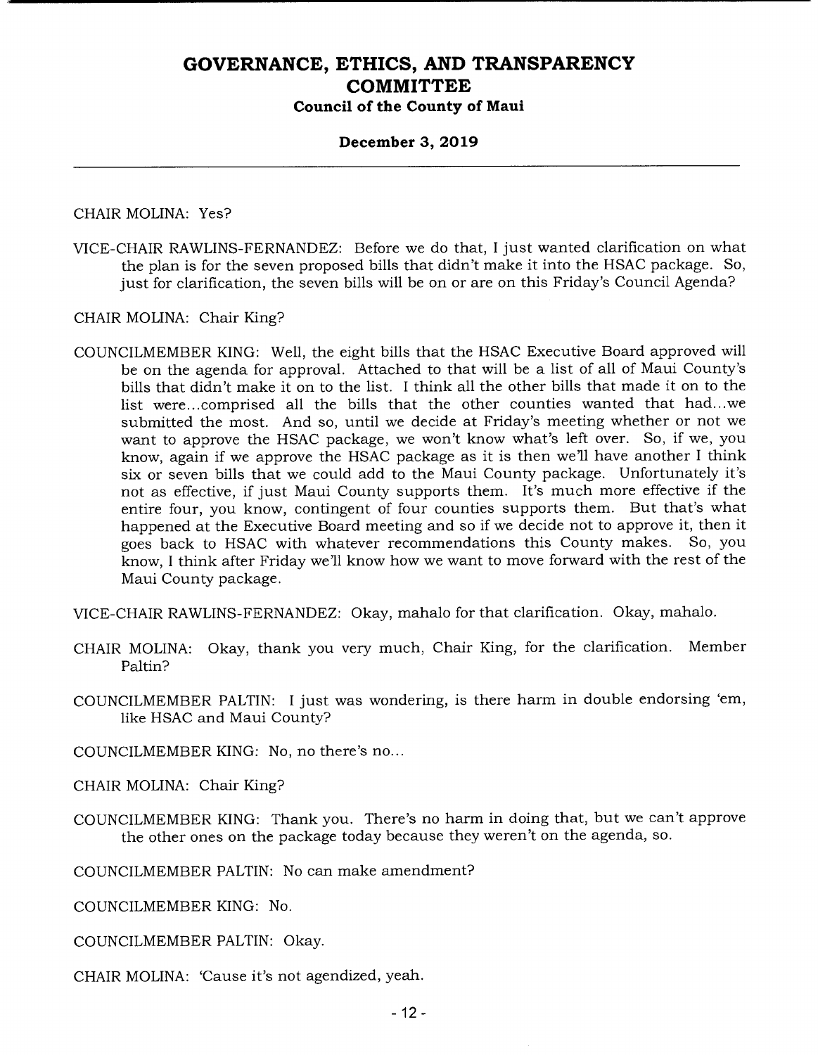CHAIR MOLINA: Yes?

VICE-CHAIR RAWLINS-FERNANDEZ: Before we do that, I just wanted clarification on what the plan is for the seven proposed bills that didn't make it into the HSAC package. So, just for clarification, the seven bills will be on or are on this Friday's Council Agenda?

CHAIR MOLINA: Chair King?

COUNCILMEMBER KING: Well, the eight bills that the HSAC Executive Board approved will be on the agenda for approval. Attached to that will be a list of all of Maui County's bills that didn't make it on to the list. I think all the other bills that made it on to the list were...comprised all the bills that the other counties wanted that had...we submitted the most. And so, until we decide at Friday's meeting whether or not we want to approve the HSAC package, we won't know what's left over. So, if we, you know, again if we approve the HSAC package as it is then we'll have another I think six or seven bills that we could add to the Maui County package. Unfortunately it's not as effective, if just Maui County supports them. It's much more effective if the entire four, you know, contingent of four counties supports them. But that's what happened at the Executive Board meeting and so if we decide not to approve it, then it goes back to HSAC with whatever recommendations this County makes. So, you know, I think after Friday we'll know how we want to move forward with the rest of the Maui County package.

VICE-CHAIR RAWLINS-FERNANDEZ: Okay, mahalo for that clarification. Okay, mahalo.

CHAIR MOLINA: Okay, thank you very much, Chair King, for the clarification. Member Paltin?

COUNCILMEMBER PALTIN: I just was wondering, is there harm in double endorsing 'em, like HSAC and Maui County?

COUNCILMEMBER KING: No, no there's no...

CHAIR MOLINA: Chair King?

COUNCILMEMBER KING: Thank you. There's no harm in doing that, but we can't approve the other ones on the package today because they weren't on the agenda, so.

COUNCILMEMBER PALTIN: No can make amendment?

COUNCILMEMBER KING: No.

COUNCILMEMBER PALTIN: Okay.

CHAIR MOLINA: 'Cause it's not agendized, yeah.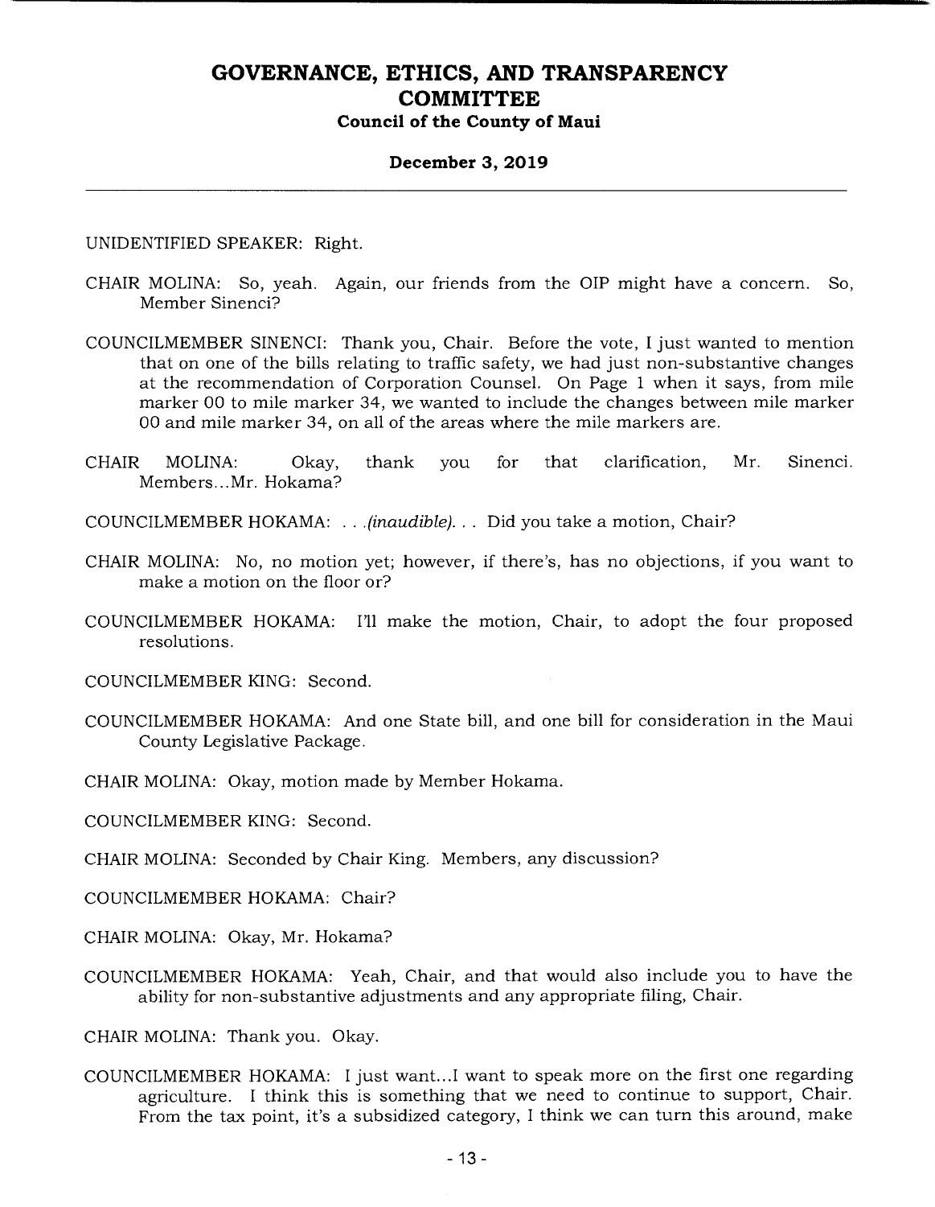UNIDENTIFIED SPEAKER: Right.

CHAIR MOLINA: So, yeah. Again, our friends from the OIP might have a concern. So, Member Sinenci?

COUNCILMEMBER SINENCI: Thank you, Chair. Before the vote, I just wanted to mention that on one of the bills relating to traffic safety, we had just non-substantive changes at the recommendation of Corporation Counsel. On Page 1 when it says, from mile marker 00 to mile marker 34, we wanted to include the changes between mile marker 00 and mile marker 34, on all of the areas where the mile markers are.

CHAIR MOLINA: Okay, thank you for that clarification, Mr. Sinenci. Members...Mr. Hokama?

COUNCILMEMBER HOKAMA: . . .*(inaudible)*. . . Did you take a motion, Chair?

CHAIR MOLINA: No, no motion yet; however, if there's, has no objections, if you want to make a motion on the floor or?

COUNCILMEMBER HOKAMA: I'll make the motion, Chair, to adopt the four proposed resolutions.

COUNCILMEMBER KING: Second.

COUNCILMEMBER HOKAMA: And one State bill, and one bill for consideration in the Maui County Legislative Package.

CHAIR MOLINA: Okay, motion made by Member Hokama.

COUNCILMEMBER KING: Second.

CHAIR MOLINA: Seconded by Chair King. Members, any discussion?

COUNCILMEMBER HOKAMA: Chair?

CHAIR MOLINA: Okay, Mr. Hokama?

COUNCILMEMBER HOKAMA: Yeah, Chair, and that would also include you to have the ability for non-substantive adjustments and any appropriate filing, Chair.

CHAIR MOLINA: Thank you. Okay.

COUNCILMEMBER HOKAMA: I just want...I want to speak more on the first one regarding agriculture. I think this is something that we need to continue to support, Chair. From the tax point, it's a subsidized category, I think we can turn this around, make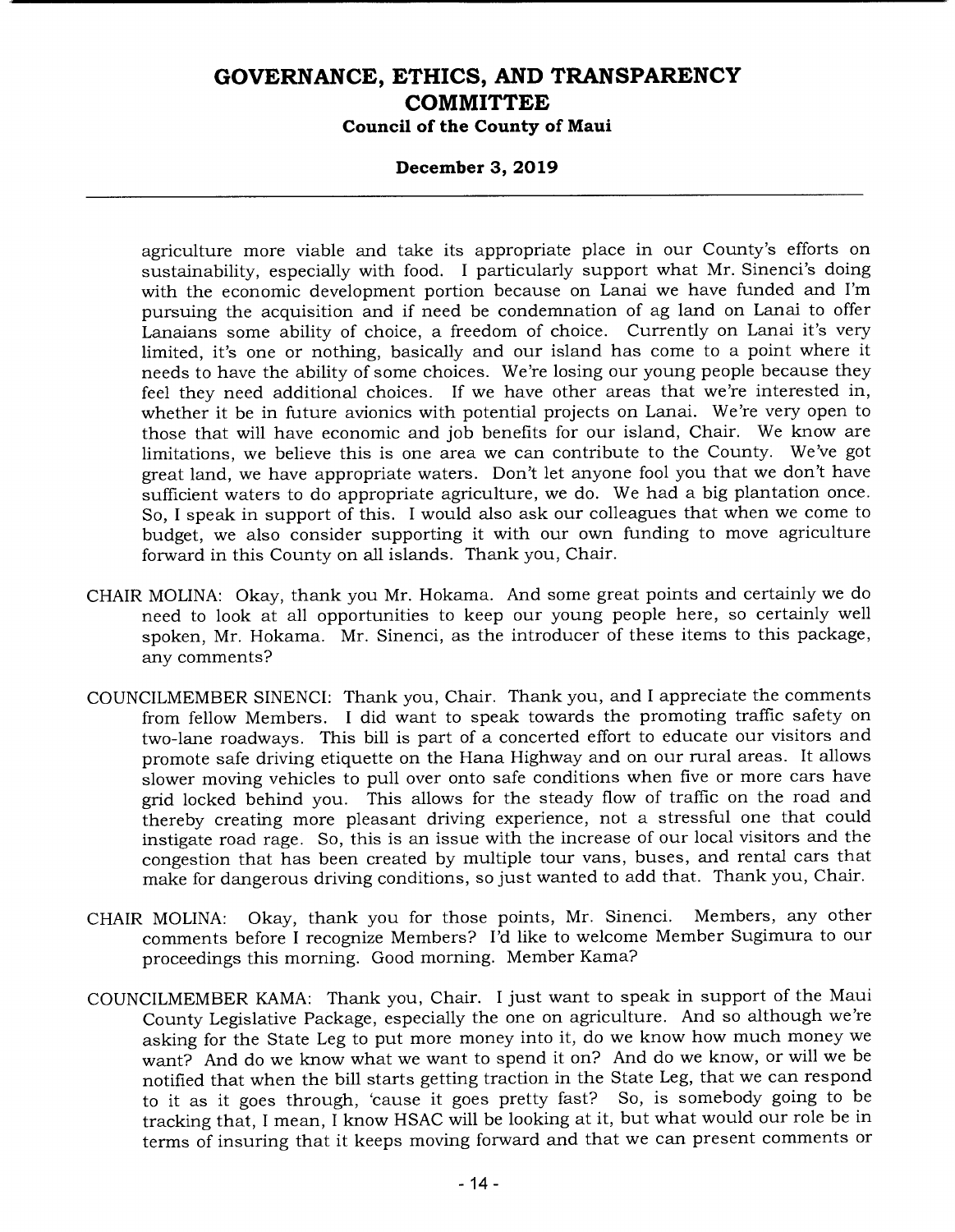agriculture more viable and take its appropriate place in our County's efforts on sustainability, especially with food. I particularly support what Mr. Sinenci's doing with the economic development portion because on Lanai we have funded and I'm pursuing the acquisition and if need be condemnation of ag land on Lanai to offer Lanaians some ability of choice, a freedom of choice. Currently on Lanai it's very limited, it's one or nothing, basically and our island has come to a point where it needs to have the ability of some choices. We're losing our young people because they feel they need additional choices. If we have other areas that we're interested in, whether it be in future avionics with potential projects on Lanai. We're very open to those that will have economic and job benefits for our island, Chair. We know are limitations, we believe this is one area we can contribute to the County. We've got great land, we have appropriate waters. Don't let anyone fool you that we don't have sufficient waters to do appropriate agriculture, we do. We had a big plantation once. So, I speak in support of this. I would also ask our colleagues that when we come to budget, we also consider supporting it with our own funding to move agriculture forward in this County on all islands. Thank you, Chair.

CHAIR MOLINA: Okay, thank you Mr. Hokama. And some great points and certainly we do need to look at all opportunities to keep our young people here, so certainly well spoken, Mr. Hokama. Mr. Sinenci, as the introducer of these items to this package, any comments?

COUNCILMEMBER SINENCI: Thank you, Chair. Thank you, and I appreciate the comments from fellow Members. I did want to speak towards the promoting traffic safety on two-lane roadways. This bill is part of a concerted effort to educate our visitors and promote safe driving etiquette on the Hana Highway and on our rural areas. It allows slower moving vehicles to pull over onto safe conditions when five or more cars have grid locked behind you. This allows for the steady flow of traffic on the road and thereby creating more pleasant driving experience, not a stressful one that could instigate road rage. So, this is an issue with the increase of our local visitors and the congestion that has been created by multiple tour vans, buses, and rental cars that make for dangerous driving conditions, so just wanted to add that. Thank you, Chair.

CHAIR MOLINA: Okay, thank you for those points, Mr. Sinenci. Members, any other comments before I recognize Members? I'd like to welcome Member Sugimura to our proceedings this morning. Good morning. Member Kama?

COUNCILMEMBER KAMA: Thank you, Chair. I just want to speak in support of the Maui County Legislative Package, especially the one on agriculture. And so although we're asking for the State Leg to put more money into it, do we know how much money we want? And do we know what we want to spend it on? And do we know, or will we be notified that when the bill starts getting traction in the State Leg, that we can respond to it as it goes through, 'cause it goes pretty fast? So, is somebody going to be tracking that, I mean, I know HSAC will be looking at it, but what would our role be in terms of insuring that it keeps moving forward and that we can present comments or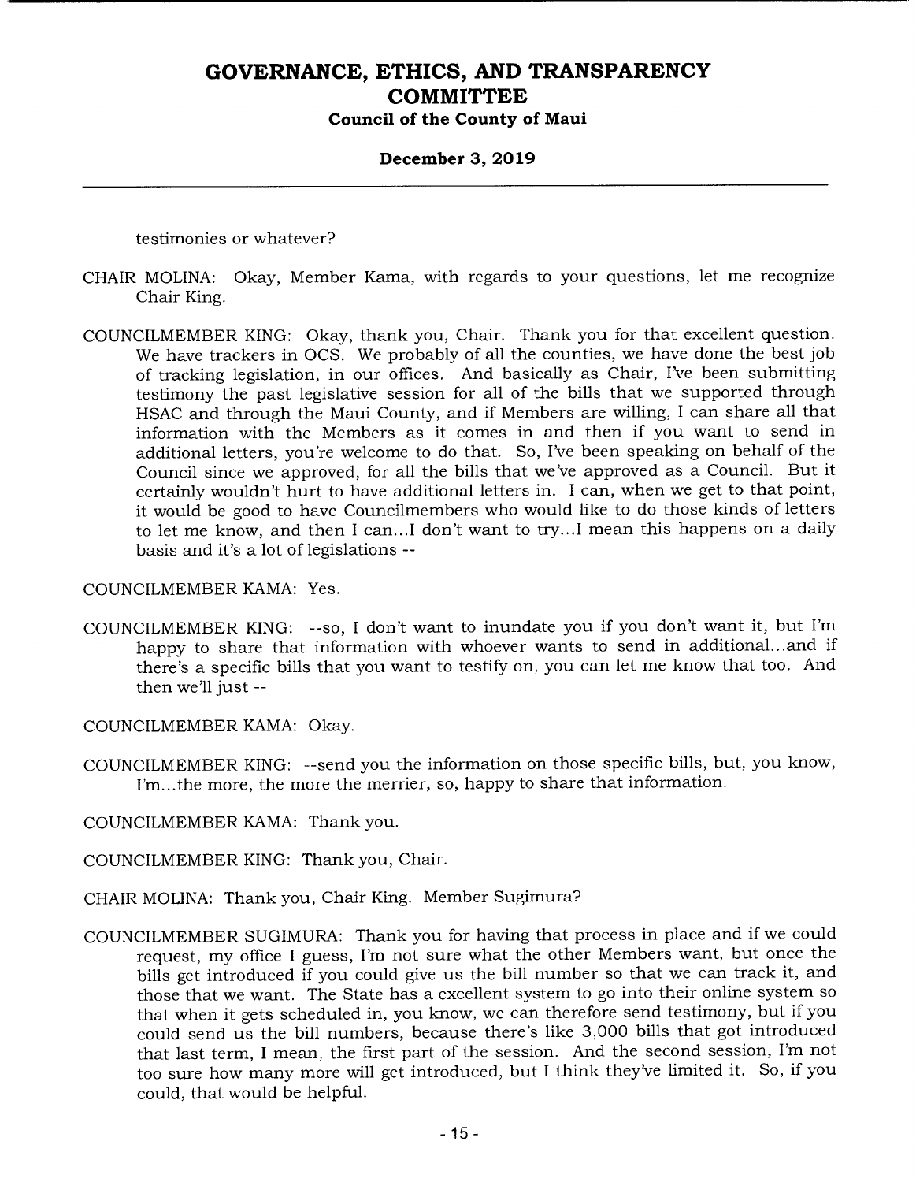testimonies or whatever?

CHAIR MOLINA: Okay, Member Kama, with regards to your questions, let me recognize Chair King.

COUNCILMEMBER KING: Okay, thank you, Chair. Thank you for that excellent question. We have trackers in OCS. We probably of all the counties, we have done the best job of tracking legislation, in our offices. And basically as Chair, I've been submitting testimony the past legislative session for all of the bills that we supported through HSAC and through the Maui County, and if Members are willing, I can share all that information with the Members as it comes in and then if you want to send in additional letters, you're welcome to do that. So, I've been speaking on behalf of the Council since we approved, for all the bills that we've approved as a Council. But it certainly wouldn't hurt to have additional letters in. I can, when we get to that point, it would be good to have Councilmembers who would like to do those kinds of letters to let me know, and then I can...I don't want to try...I mean this happens on a daily basis and it's a lot of legislations --

COUNCILMEMBER KAMA: Yes.

COUNCILMEMBER KING: --so, I don't want to inundate you if you don't want it, but I'm happy to share that information with whoever wants to send in additional...and if there's a specific bills that you want to testify on, you can let me know that too. And then we'll just --

COUNCILMEMBER KAMA: Okay.

COUNCILMEMBER KING: --send you the information on those specific bills, but, you know, I'm...the more, the more the merrier, so, happy to share that information.

COUNCILMEMBER KAMA: Thank you.

COUNCILMEMBER KING: Thank you, Chair.

CHAIR MOLINA: Thank you, Chair King. Member Sugimura?

COUNCILMEMBER SUGIMURA: Thank you for having that process in place and if we could request, my office I guess, I'm not sure what the other Members want, but once the bills get introduced if you could give us the bill number so that we can track it, and those that we want. The State has a excellent system to go into their online system so that when it gets scheduled in, you know, we can therefore send testimony, but if you could send us the bill numbers, because there's like 3,000 bills that got introduced that last term, I mean, the first part of the session. And the second session, I'm not too sure how many more will get introduced, but I think they've limited it. So, if you could, that would be helpful.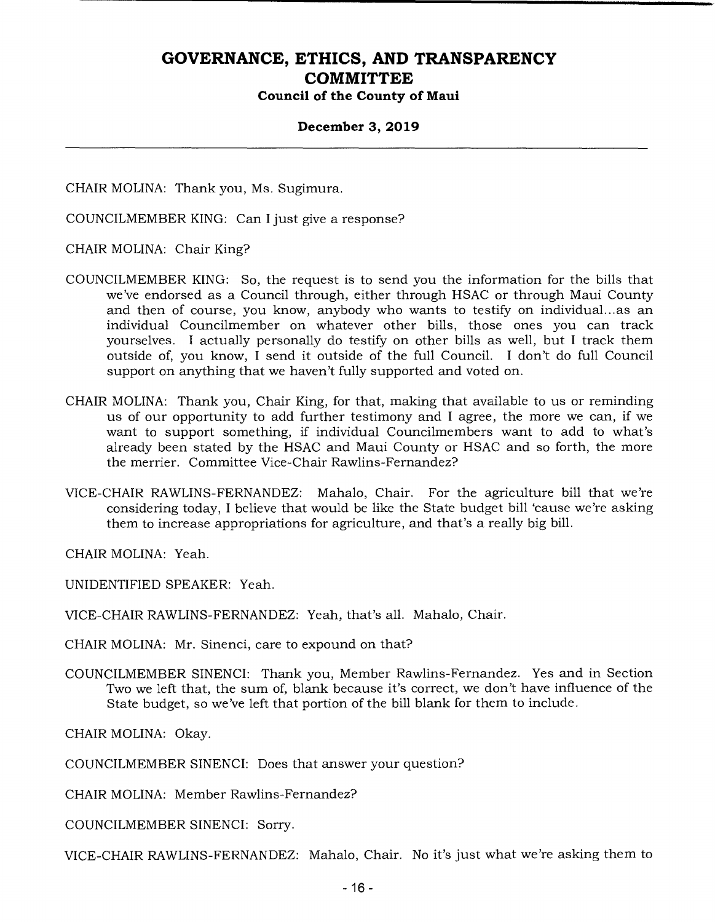CHAIR MOLINA: Thank you, Ms. Sugimura.

COUNCILMEMBER KING: Can I just give a response?

CHAIR MOLINA: Chair King?

COUNCILMEMBER KING: So, the request is to send you the information for the bills that we've endorsed as a Council through, either through HSAC or through Maui County and then of course, you know, anybody who wants to testify on individual...as an individual Councilmember on whatever other bills, those ones you can track yourselves. I actually personally do testify on other bills as well, but I track them outside of, you know, I send it outside of the full Council. I don't do full Council support on anything that we haven't fully supported and voted on.

CHAIR MOLINA: Thank you, Chair King, for that, making that available to us or reminding us of our opportunity to add further testimony and I agree, the more we can, if we want to support something, if individual Councilmembers want to add to what's already been stated by the HSAC and Maui County or HSAC and so forth, the more the merrier. Committee Vice-Chair Rawlins-Fernandez?

VICE-CHAIR RAWLINS-FERNANDEZ: Mahalo, Chair. For the agriculture bill that we're considering today, I believe that would be like the State budget bill 'cause we're asking them to increase appropriations for agriculture, and that's a really big bill.

CHAIR MOLINA: Yeah.

UNIDENTIFIED SPEAKER: Yeah.

VICE-CHAIR RAWLINS-FERNANDEZ: Yeah, that's all. Mahalo, Chair.

CHAIR MOLINA: Mr. Sinenci, care to expound on that?

COUNCILMEMBER SINENCI: Thank you, Member Rawlins-Fernandez. Yes and in Section Two we left that, the sum of, blank because it's correct, we don't have influence of the State budget, so we've left that portion of the bill blank for them to include.

CHAIR MOLINA: Okay.

COUNCILMEMBER SINENCI: Does that answer your question?

CHAIR MOLINA: Member Rawlins-Fernandez?

COUNCILMEMBER SINENCI: Sorry.

VICE-CHAIR RAWLINS-FERNANDEZ: Mahalo, Chair. No it's just what we're asking them to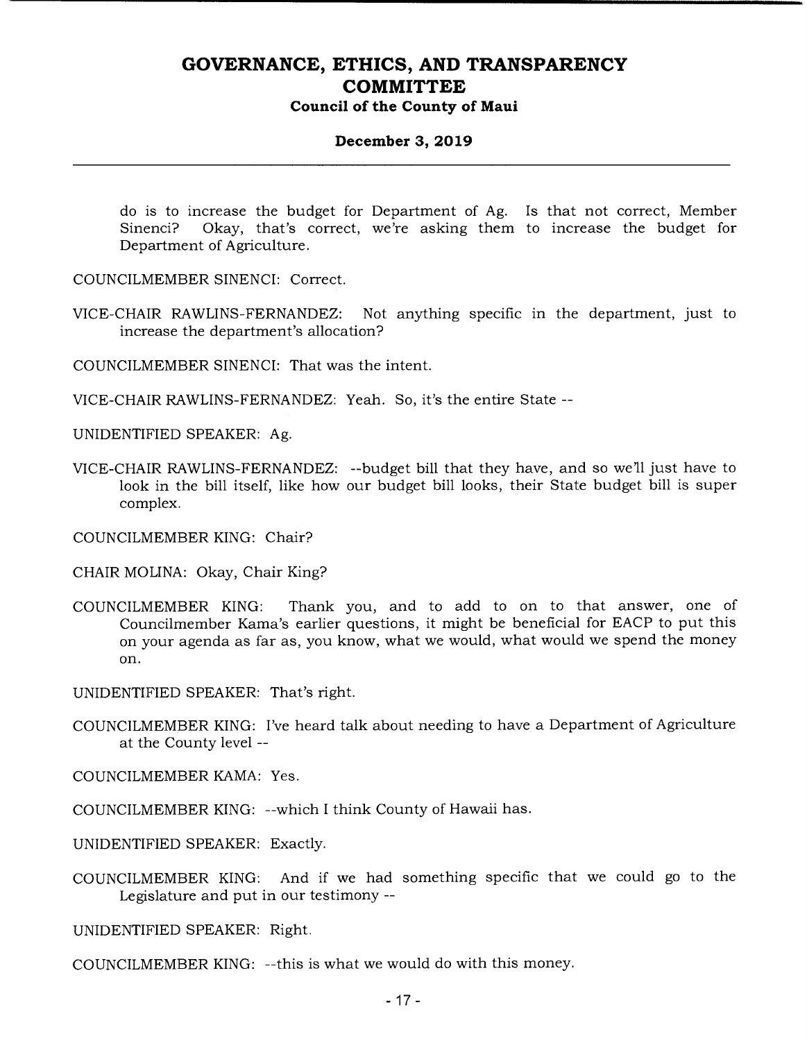do is to increase the budget for Department of Ag. Is that not correct, Member Sinenci? Okay, that's correct, we're asking them to increase the budget for Department of Agriculture.

COUNCILMEMBER SINENCI: Correct.

VICE-CHAIR RAWLINS-FERNANDEZ: Not anything specific in the department, just to increase the department's allocation?

COUNCILMEMBER SINENCI: That was the intent.

VICE-CHAIR RAWLINS-FERNANDEZ: Yeah. So, it's the entire State --

UNIDENTIFIED SPEAKER: Ag.

VICE-CHAIR RAWLINS-FERNANDEZ: --budget bill that they have, and so we'll just have to look in the bill itself, like how our budget bill looks, their State budget bill is super complex.

COUNCILMEMBER KING: Chair?

CHAIR MOLINA: Okay, Chair King?

COUNCILMEMBER KING: Thank you, and to add to on to that answer, one of Councilmember Kama's earlier questions, it might be beneficial for EACP to put this on your agenda as far as, you know, what we would, what would we spend the money on.

UNIDENTIFIED SPEAKER: That's right.

COUNCILMEMBER KING: I've heard talk about needing to have a Department of Agriculture at the County level --

COUNCILMEMBER KAMA: Yes.

COUNCILMEMBER KING: --which I think County of Hawaii has.

UNIDENTIFIED SPEAKER: Exactly.

COUNCILMEMBER KING: And if we had something specific that we could go to the Legislature and put in our testimony --

UNIDENTIFIED SPEAKER: Right.

COUNCILMEMBER KING: --this is what we would do with this money.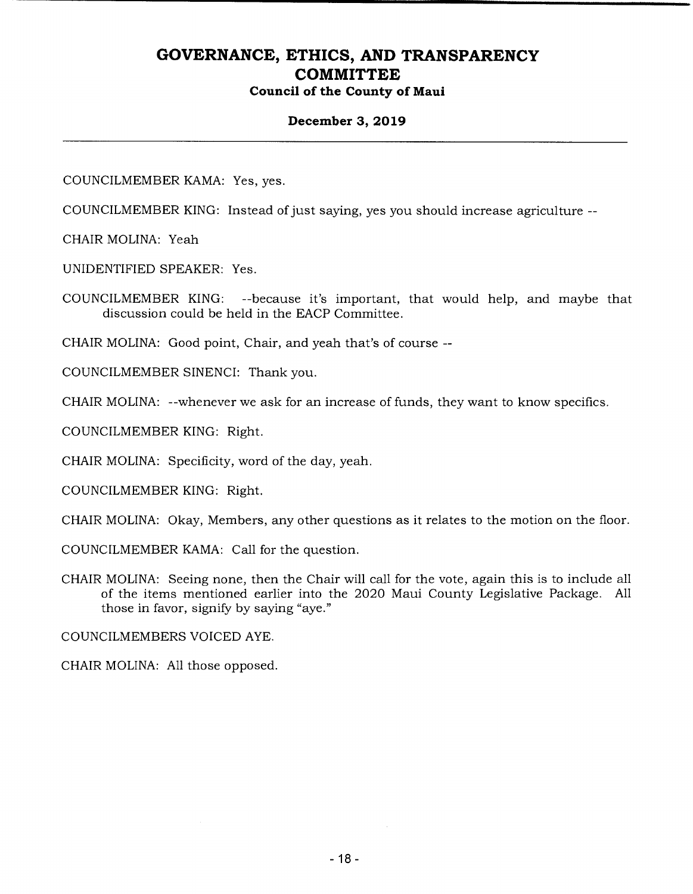COUNCILMEMBER KAMA: Yes, yes.

COUNCILMEMBER KING: Instead of just saying, yes you should increase agriculture --

CHAIR MOLINA: Yeah

UNIDENTIFIED SPEAKER: Yes.

COUNCILMEMBER KING: --because it's important, that would help, and maybe that discussion could be held in the EACP Committee.

CHAIR MOLINA: Good point, Chair, and yeah that's of course --

COUNCILMEMBER SINENCI: Thank you.

CHAIR MOLINA: --whenever we ask for an increase of funds, they want to know specifics.

COUNCILMEMBER KING: Right.

CHAIR MOLINA: Specificity, word of the day, yeah.

COUNCILMEMBER KING: Right.

CHAIR MOLINA: Okay, Members, any other questions as it relates to the motion on the floor.

COUNCILMEMBER KAMA: Call for the question.

CHAIR MOLINA: Seeing none, then the Chair will call for the vote, again this is to include all of the items mentioned earlier into the 2020 Maui County Legislative Package. All those in favor, signify by saying "aye."

COUNCILMEMBERS VOICED AYE.

CHAIR MOLINA: All those opposed.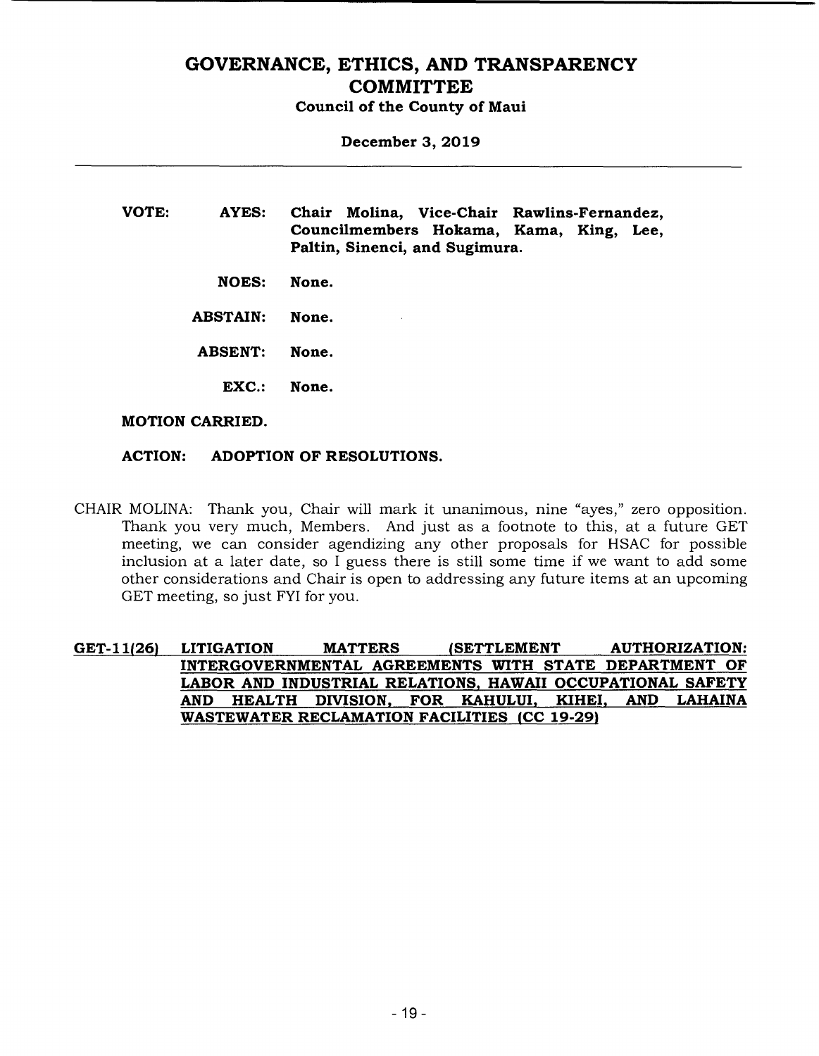**VOTE:** **AYES:** **Chair Molina, Vice-Chair Rawlins-Fernandez, Councilmembers Hokama, Kama, King, Lee, Paltin, Sinenci, and Sugimura.**

**NOES:** **None.**

**ABSTAIN:** **None.**

**ABSENT:** **None.**

**EXC.:** **None.**

**MOTION CARRIED.**

**ACTION: ADOPTION OF RESOLUTIONS.**

CHAIR MOLINA: Thank you, Chair will mark it unanimous, nine "ayes," zero opposition. Thank you very much, Members. And just as a footnote to this, at a future GET meeting, we can consider agendizing any other proposals for HSAC for possible inclusion at a later date, so I guess there is still some time if we want to add some other considerations and Chair is open to addressing any future items at an upcoming GET meeting, so just FYI for you.

**GET-11(26) LITIGATION MATTERS (SETTLEMENT AUTHORIZATION: INTERGOVERNMENTAL AGREEMENTS WITH STATE DEPARTMENT OF LABOR AND INDUSTRIAL RELATIONS, HAWAII OCCUPATIONAL SAFETY AND HEALTH DIVISION, FOR KAHULUI, KIHEI, AND LAHAINA WASTEWATER RECLAMATION FACILITIES (CC 19-29)**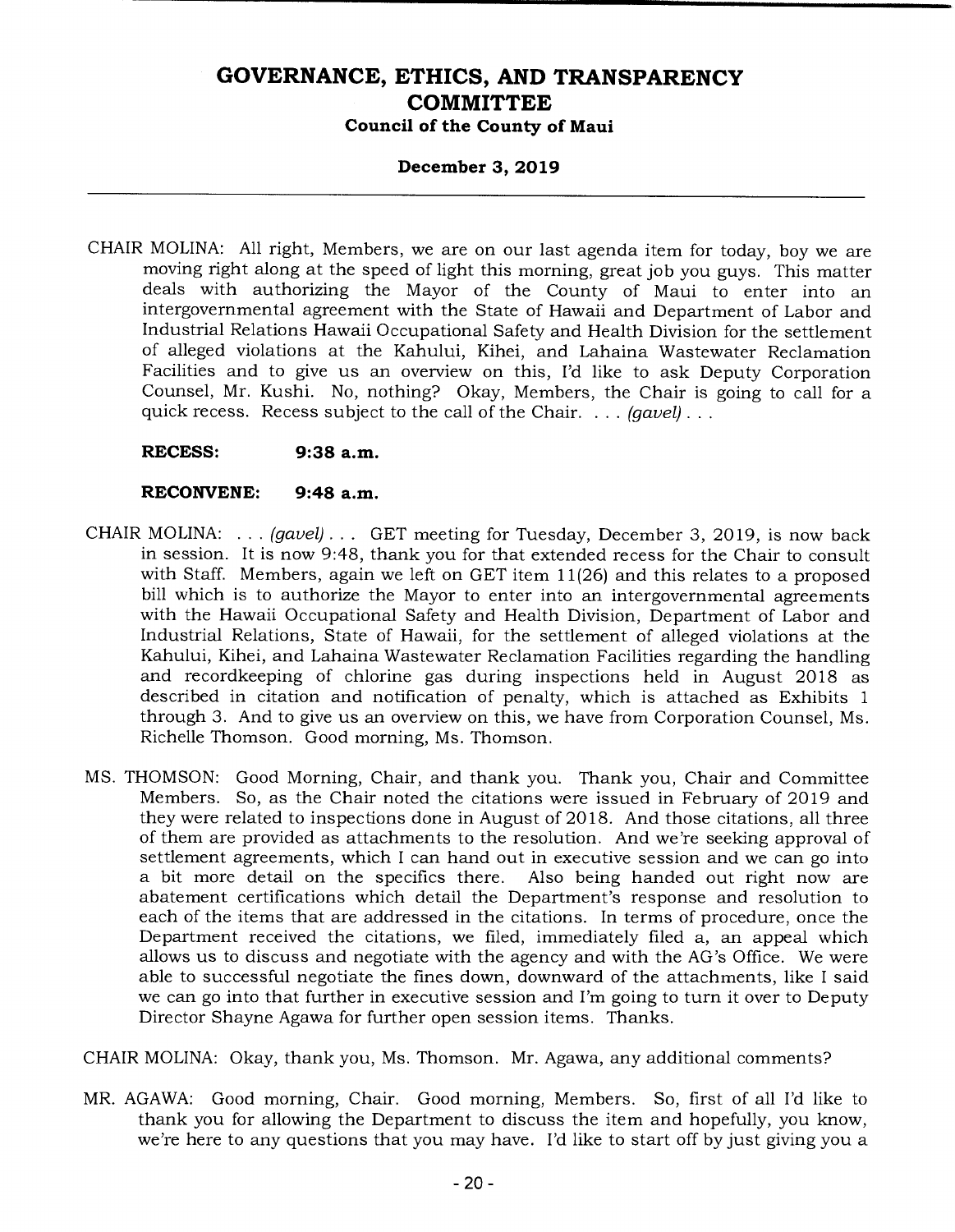# GOVERNANCE, ETHICS, AND TRANSPARENCY COMMITTEE

**Council of the County of Maui**

**December 3, 2019**

---

CHAIR MOLINA: All right, Members, we are on our last agenda item for today, boy we are moving right along at the speed of light this morning, great job you guys. This matter deals with authorizing the Mayor of the County of Maui to enter into an intergovernmental agreement with the State of Hawaii and Department of Labor and Industrial Relations Hawaii Occupational Safety and Health Division for the settlement of alleged violations at the Kahului, Kihei, and Lahaina Wastewater Reclamation Facilities and to give us an overview on this, I'd like to ask Deputy Corporation Counsel, Mr. Kushi. No, nothing? Okay, Members, the Chair is going to call for a quick recess. Recess subject to the call of the Chair. . . . *(gavel)* . . .

**RECESS: 9:38 a.m.**

**RECONVENE: 9:48 a.m.**

CHAIR MOLINA: . . . *(gavel)* . . . GET meeting for Tuesday, December 3, 2019, is now back in session. It is now 9:48, thank you for that extended recess for the Chair to consult with Staff. Members, again we left on GET item 11(26) and this relates to a proposed bill which is to authorize the Mayor to enter into an intergovernmental agreements with the Hawaii Occupational Safety and Health Division, Department of Labor and Industrial Relations, State of Hawaii, for the settlement of alleged violations at the Kahului, Kihei, and Lahaina Wastewater Reclamation Facilities regarding the handling and recordkeeping of chlorine gas during inspections held in August 2018 as described in citation and notification of penalty, which is attached as Exhibits 1 through 3. And to give us an overview on this, we have from Corporation Counsel, Ms. Richelle Thomson. Good morning, Ms. Thomson.

MS. THOMSON: Good Morning, Chair, and thank you. Thank you, Chair and Committee Members. So, as the Chair noted the citations were issued in February of 2019 and they were related to inspections done in August of 2018. And those citations, all three of them are provided as attachments to the resolution. And we're seeking approval of settlement agreements, which I can hand out in executive session and we can go into a bit more detail on the specifics there. Also being handed out right now are abatement certifications which detail the Department's response and resolution to each of the items that are addressed in the citations. In terms of procedure, once the Department received the citations, we filed, immediately filed a, an appeal which allows us to discuss and negotiate with the agency and with the AG's Office. We were able to successful negotiate the fines down, downward of the attachments, like I said we can go into that further in executive session and I'm going to turn it over to Deputy Director Shayne Agawa for further open session items. Thanks.

CHAIR MOLINA: Okay, thank you, Ms. Thomson. Mr. Agawa, any additional comments?

MR. AGAWA: Good morning, Chair. Good morning, Members. So, first of all I'd like to thank you for allowing the Department to discuss the item and hopefully, you know, we're here to any questions that you may have. I'd like to start off by just giving you a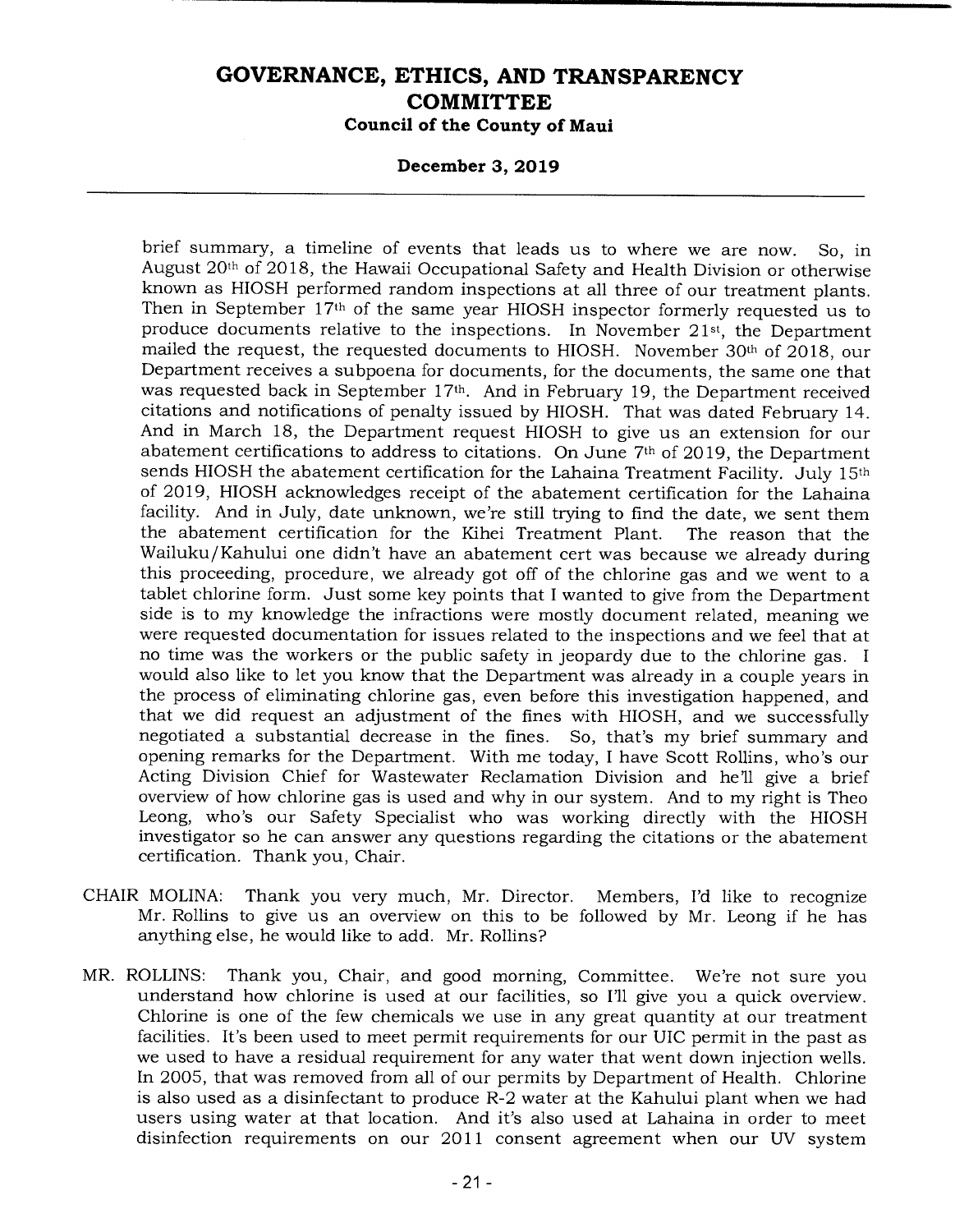brief summary, a timeline of events that leads us to where we are now. So, in August 20th of 2018, the Hawaii Occupational Safety and Health Division or otherwise known as HIOSH performed random inspections at all three of our treatment plants. Then in September 17th of the same year HIOSH inspector formerly requested us to produce documents relative to the inspections. In November 21st, the Department mailed the request, the requested documents to HIOSH. November 30th of 2018, our Department receives a subpoena for documents, for the documents, the same one that was requested back in September 17th. And in February 19, the Department received citations and notifications of penalty issued by HIOSH. That was dated February 14. And in March 18, the Department request HIOSH to give us an extension for our abatement certifications to address to citations. On June 7th of 2019, the Department sends HIOSH the abatement certification for the Lahaina Treatment Facility. July 15th of 2019, HIOSH acknowledges receipt of the abatement certification for the Lahaina facility. And in July, date unknown, we're still trying to find the date, we sent them the abatement certification for the Kihei Treatment Plant. The reason that the Wailuku/Kahului one didn't have an abatement cert was because we already during this proceeding, procedure, we already got off of the chlorine gas and we went to a tablet chlorine form. Just some key points that I wanted to give from the Department side is to my knowledge the infractions were mostly document related, meaning we were requested documentation for issues related to the inspections and we feel that at no time was the workers or the public safety in jeopardy due to the chlorine gas. I would also like to let you know that the Department was already in a couple years in the process of eliminating chlorine gas, even before this investigation happened, and that we did request an adjustment of the fines with HIOSH, and we successfully negotiated a substantial decrease in the fines. So, that's my brief summary and opening remarks for the Department. With me today, I have Scott Rollins, who's our Acting Division Chief for Wastewater Reclamation Division and he'll give a brief overview of how chlorine gas is used and why in our system. And to my right is Theo Leong, who's our Safety Specialist who was working directly with the HIOSH investigator so he can answer any questions regarding the citations or the abatement certification. Thank you, Chair.

CHAIR MOLINA: Thank you very much, Mr. Director. Members, I'd like to recognize Mr. Rollins to give us an overview on this to be followed by Mr. Leong if he has anything else, he would like to add. Mr. Rollins?

MR. ROLLINS: Thank you, Chair, and good morning, Committee. We're not sure you understand how chlorine is used at our facilities, so I'll give you a quick overview. Chlorine is one of the few chemicals we use in any great quantity at our treatment facilities. It's been used to meet permit requirements for our UIC permit in the past as we used to have a residual requirement for any water that went down injection wells. In 2005, that was removed from all of our permits by Department of Health. Chlorine is also used as a disinfectant to produce R-2 water at the Kahului plant when we had users using water at that location. And it's also used at Lahaina in order to meet disinfection requirements on our 2011 consent agreement when our UV system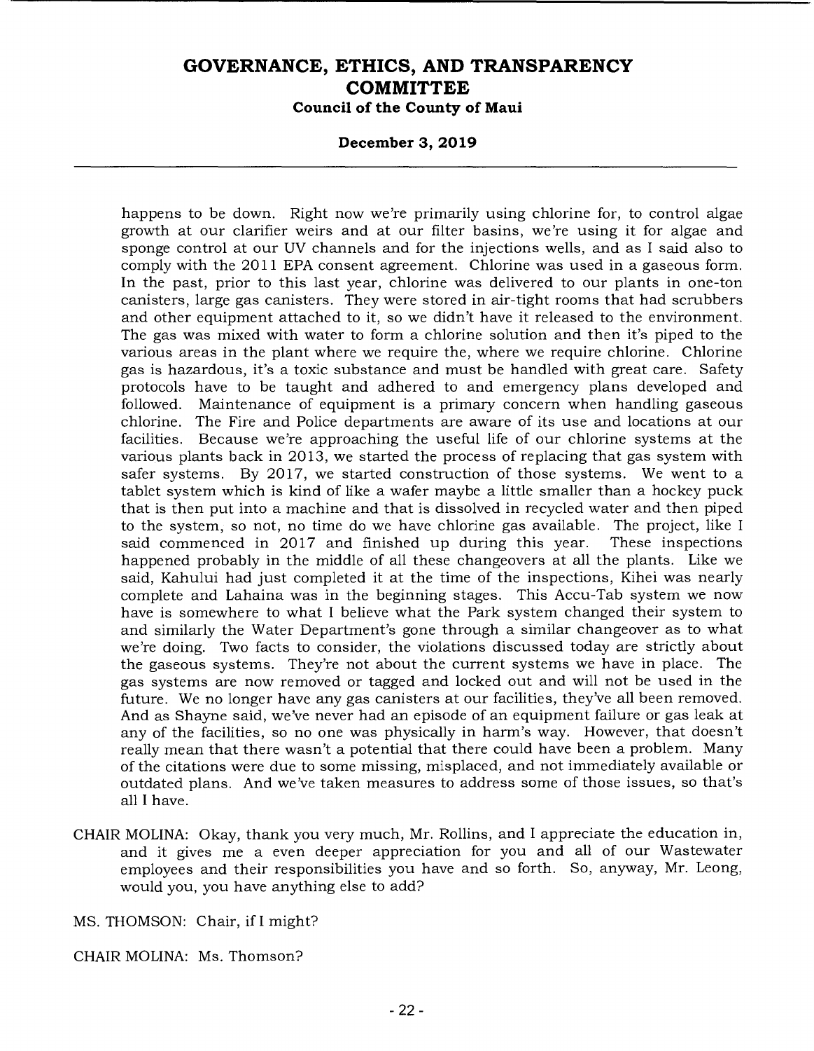happens to be down. Right now we're primarily using chlorine for, to control algae growth at our clarifier weirs and at our filter basins, we're using it for algae and sponge control at our UV channels and for the injections wells, and as I said also to comply with the 2011 EPA consent agreement. Chlorine was used in a gaseous form. In the past, prior to this last year, chlorine was delivered to our plants in one-ton canisters, large gas canisters. They were stored in air-tight rooms that had scrubbers and other equipment attached to it, so we didn't have it released to the environment. The gas was mixed with water to form a chlorine solution and then it's piped to the various areas in the plant where we require the, where we require chlorine. Chlorine gas is hazardous, it's a toxic substance and must be handled with great care. Safety protocols have to be taught and adhered to and emergency plans developed and followed. Maintenance of equipment is a primary concern when handling gaseous chlorine. The Fire and Police departments are aware of its use and locations at our facilities. Because we're approaching the useful life of our chlorine systems at the various plants back in 2013, we started the process of replacing that gas system with safer systems. By 2017, we started construction of those systems. We went to a tablet system which is kind of like a wafer maybe a little smaller than a hockey puck that is then put into a machine and that is dissolved in recycled water and then piped to the system, so not, no time do we have chlorine gas available. The project, like I said commenced in 2017 and finished up during this year. These inspections happened probably in the middle of all these changeovers at all the plants. Like we said, Kahului had just completed it at the time of the inspections, Kihei was nearly complete and Lahaina was in the beginning stages. This Accu-Tab system we now have is somewhere to what I believe what the Park system changed their system to and similarly the Water Department's gone through a similar changeover as to what we're doing. Two facts to consider, the violations discussed today are strictly about the gaseous systems. They're not about the current systems we have in place. The gas systems are now removed or tagged and locked out and will not be used in the future. We no longer have any gas canisters at our facilities, they've all been removed. And as Shayne said, we've never had an episode of an equipment failure or gas leak at any of the facilities, so no one was physically in harm's way. However, that doesn't really mean that there wasn't a potential that there could have been a problem. Many of the citations were due to some missing, misplaced, and not immediately available or outdated plans. And we've taken measures to address some of those issues, so that's all I have.

CHAIR MOLINA: Okay, thank you very much, Mr. Rollins, and I appreciate the education in, and it gives me a even deeper appreciation for you and all of our Wastewater employees and their responsibilities you have and so forth. So, anyway, Mr. Leong, would you, you have anything else to add?

MS. THOMSON: Chair, if I might?

CHAIR MOLINA: Ms. Thomson?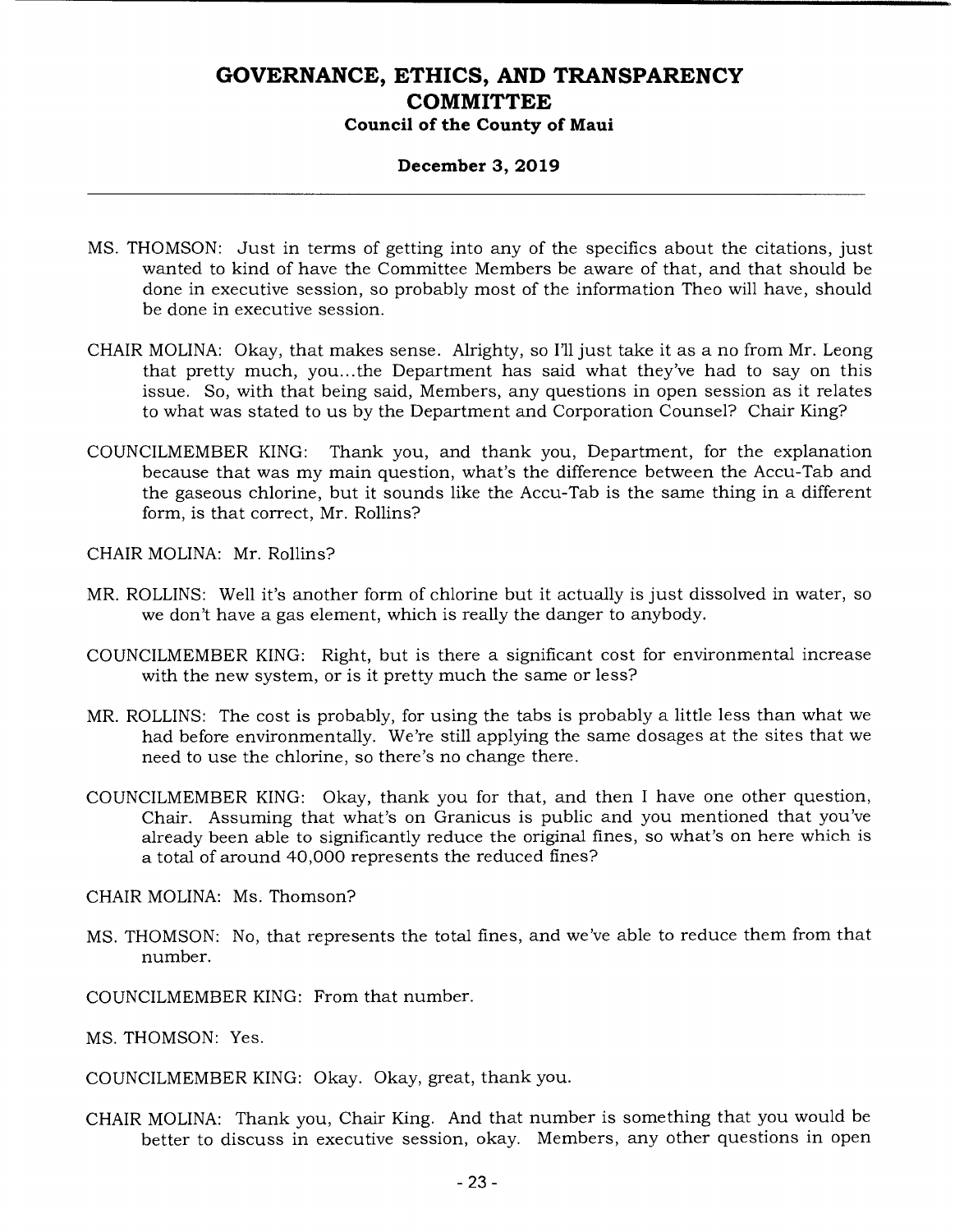MS. THOMSON: Just in terms of getting into any of the specifics about the citations, just wanted to kind of have the Committee Members be aware of that, and that should be done in executive session, so probably most of the information Theo will have, should be done in executive session.

CHAIR MOLINA: Okay, that makes sense. Alrighty, so I'll just take it as a no from Mr. Leong that pretty much, you...the Department has said what they've had to say on this issue. So, with that being said, Members, any questions in open session as it relates to what was stated to us by the Department and Corporation Counsel? Chair King?

COUNCILMEMBER KING: Thank you, and thank you, Department, for the explanation because that was my main question, what's the difference between the Accu-Tab and the gaseous chlorine, but it sounds like the Accu-Tab is the same thing in a different form, is that correct, Mr. Rollins?

CHAIR MOLINA: Mr. Rollins?

MR. ROLLINS: Well it's another form of chlorine but it actually is just dissolved in water, so we don't have a gas element, which is really the danger to anybody.

COUNCILMEMBER KING: Right, but is there a significant cost for environmental increase with the new system, or is it pretty much the same or less?

MR. ROLLINS: The cost is probably, for using the tabs is probably a little less than what we had before environmentally. We're still applying the same dosages at the sites that we need to use the chlorine, so there's no change there.

COUNCILMEMBER KING: Okay, thank you for that, and then I have one other question, Chair. Assuming that what's on Granicus is public and you mentioned that you've already been able to significantly reduce the original fines, so what's on here which is a total of around 40,000 represents the reduced fines?

CHAIR MOLINA: Ms. Thomson?

MS. THOMSON: No, that represents the total fines, and we've able to reduce them from that number.

COUNCILMEMBER KING: From that number.

MS. THOMSON: Yes.

COUNCILMEMBER KING: Okay. Okay, great, thank you.

CHAIR MOLINA: Thank you, Chair King. And that number is something that you would be better to discuss in executive session, okay. Members, any other questions in open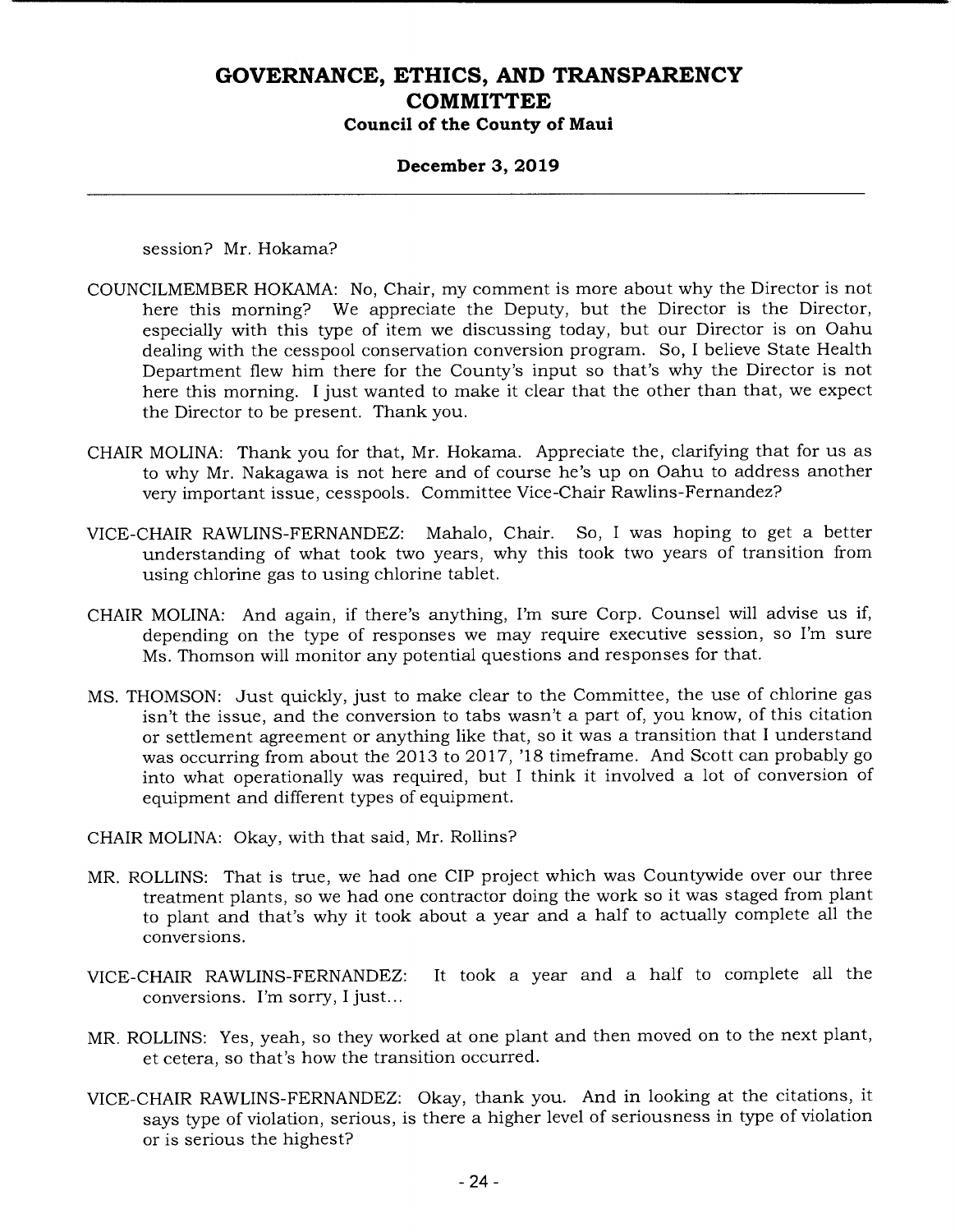session? Mr. Hokama?

COUNCILMEMBER HOKAMA: No, Chair, my comment is more about why the Director is not here this morning? We appreciate the Deputy, but the Director is the Director, especially with this type of item we discussing today, but our Director is on Oahu dealing with the cesspool conservation conversion program. So, I believe State Health Department flew him there for the County's input so that's why the Director is not here this morning. I just wanted to make it clear that the other than that, we expect the Director to be present. Thank you.

CHAIR MOLINA: Thank you for that, Mr. Hokama. Appreciate the, clarifying that for us as to why Mr. Nakagawa is not here and of course he's up on Oahu to address another very important issue, cesspools. Committee Vice-Chair Rawlins-Fernandez?

VICE-CHAIR RAWLINS-FERNANDEZ: Mahalo, Chair. So, I was hoping to get a better understanding of what took two years, why this took two years of transition from using chlorine gas to using chlorine tablet.

CHAIR MOLINA: And again, if there's anything, I'm sure Corp. Counsel will advise us if, depending on the type of responses we may require executive session, so I'm sure Ms. Thomson will monitor any potential questions and responses for that.

MS. THOMSON: Just quickly, just to make clear to the Committee, the use of chlorine gas isn't the issue, and the conversion to tabs wasn't a part of, you know, of this citation or settlement agreement or anything like that, so it was a transition that I understand was occurring from about the 2013 to 2017, '18 timeframe. And Scott can probably go into what operationally was required, but I think it involved a lot of conversion of equipment and different types of equipment.

CHAIR MOLINA: Okay, with that said, Mr. Rollins?

MR. ROLLINS: That is true, we had one CIP project which was Countywide over our three treatment plants, so we had one contractor doing the work so it was staged from plant to plant and that's why it took about a year and a half to actually complete all the conversions.

VICE-CHAIR RAWLINS-FERNANDEZ: It took a year and a half to complete all the conversions. I'm sorry, I just...

MR. ROLLINS: Yes, yeah, so they worked at one plant and then moved on to the next plant, et cetera, so that's how the transition occurred.

VICE-CHAIR RAWLINS-FERNANDEZ: Okay, thank you. And in looking at the citations, it says type of violation, serious, is there a higher level of seriousness in type of violation or is serious the highest?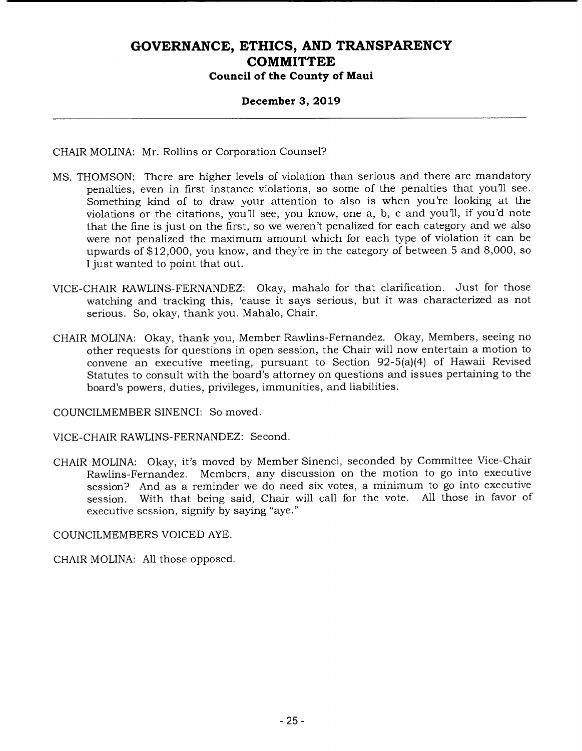CHAIR MOLINA: Mr. Rollins or Corporation Counsel?

MS. THOMSON: There are higher levels of violation than serious and there are mandatory penalties, even in first instance violations, so some of the penalties that you'll see. Something kind of to draw your attention to also is when you're looking at the violations or the citations, you'll see, you know, one a, b, c and you'll, if you'd note that the fine is just on the first, so we weren't penalized for each category and we also were not penalized the maximum amount which for each type of violation it can be upwards of $12,000, you know, and they're in the category of between 5 and 8,000, so I just wanted to point that out.

VICE-CHAIR RAWLINS-FERNANDEZ: Okay, mahalo for that clarification. Just for those watching and tracking this, 'cause it says serious, but it was characterized as not serious. So, okay, thank you. Mahalo, Chair.

CHAIR MOLINA: Okay, thank you, Member Rawlins-Fernandez. Okay, Members, seeing no other requests for questions in open session, the Chair will now entertain a motion to convene an executive meeting, pursuant to Section 92-5(a)(4) of Hawaii Revised Statutes to consult with the board's attorney on questions and issues pertaining to the board's powers, duties, privileges, immunities, and liabilities.

COUNCILMEMBER SINENCI: So moved.

VICE-CHAIR RAWLINS-FERNANDEZ: Second.

CHAIR MOLINA: Okay, it's moved by Member Sinenci, seconded by Committee Vice-Chair Rawlins-Fernandez. Members, any discussion on the motion to go into executive session? And as a reminder we do need six votes, a minimum to go into executive session. With that being said, Chair will call for the vote. All those in favor of executive session, signify by saying "aye."

COUNCILMEMBERS VOICED AYE.

CHAIR MOLINA: All those opposed.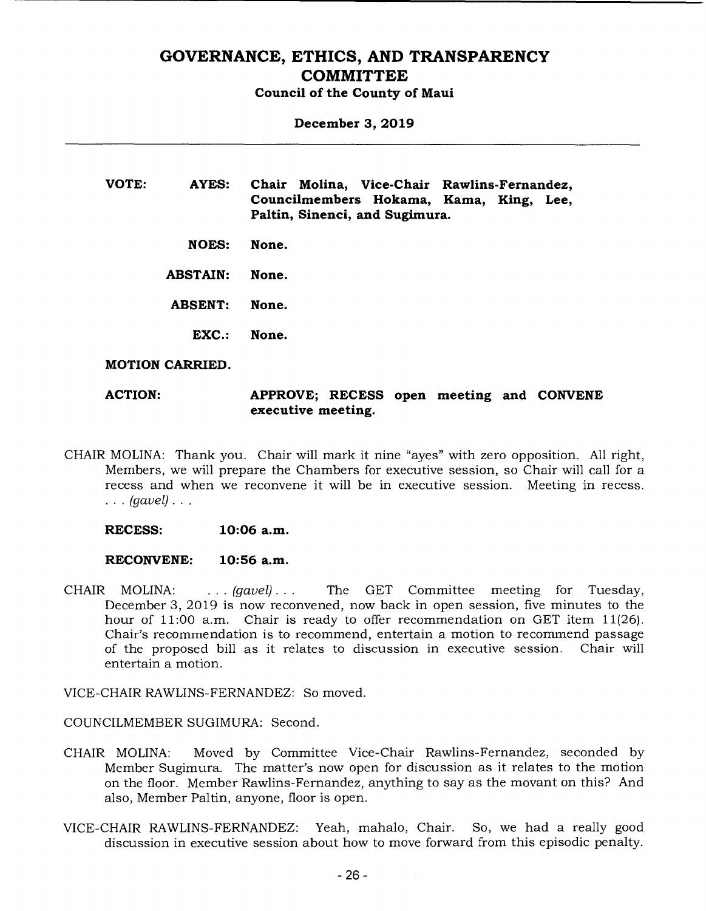**VOTE: AYES: Chair Molina, Vice-Chair Rawlins-Fernandez, Councilmembers Hokama, Kama, King, Lee, Paltin, Sinenci, and Sugimura.**

**NOES: None.**

**ABSTAIN: None.**

**ABSENT: None.**

**EXC.: None.**

**MOTION CARRIED.**

**ACTION: APPROVE; RECESS open meeting and CONVENE executive meeting.**

CHAIR MOLINA: Thank you. Chair will mark it nine "ayes" with zero opposition. All right, Members, we will prepare the Chambers for executive session, so Chair will call for a recess and when we reconvene it will be in executive session. Meeting in recess. . . . *(gavel)* . . .

**RECESS: 10:06 a.m.**

**RECONVENE: 10:56 a.m.**

CHAIR MOLINA: . . . *(gavel)* . . . The GET Committee meeting for Tuesday, December 3, 2019 is now reconvened, now back in open session, five minutes to the hour of 11:00 a.m. Chair is ready to offer recommendation on GET item 11(26). Chair's recommendation is to recommend, entertain a motion to recommend passage of the proposed bill as it relates to discussion in executive session. Chair will entertain a motion.

VICE-CHAIR RAWLINS-FERNANDEZ: So moved.

COUNCILMEMBER SUGIMURA: Second.

CHAIR MOLINA: Moved by Committee Vice-Chair Rawlins-Fernandez, seconded by Member Sugimura. The matter's now open for discussion as it relates to the motion on the floor. Member Rawlins-Fernandez, anything to say as the movant on this? And also, Member Paltin, anyone, floor is open.

VICE-CHAIR RAWLINS-FERNANDEZ: Yeah, mahalo, Chair. So, we had a really good discussion in executive session about how to move forward from this episodic penalty.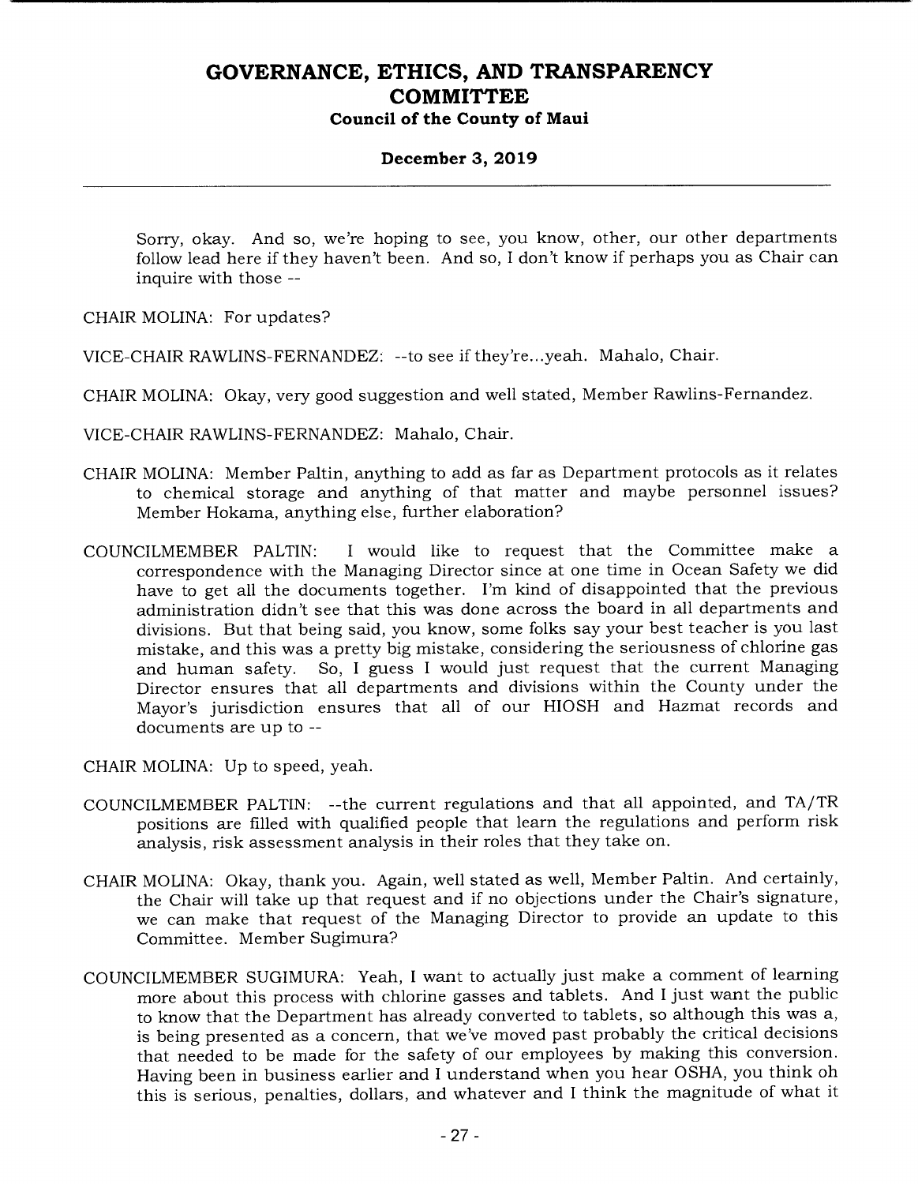Sorry, okay. And so, we're hoping to see, you know, other, our other departments follow lead here if they haven't been. And so, I don't know if perhaps you as Chair can inquire with those --

CHAIR MOLINA: For updates?

VICE-CHAIR RAWLINS-FERNANDEZ: --to see if they're...yeah. Mahalo, Chair.

CHAIR MOLINA: Okay, very good suggestion and well stated, Member Rawlins-Fernandez.

VICE-CHAIR RAWLINS-FERNANDEZ: Mahalo, Chair.

CHAIR MOLINA: Member Paltin, anything to add as far as Department protocols as it relates to chemical storage and anything of that matter and maybe personnel issues? Member Hokama, anything else, further elaboration?

COUNCILMEMBER PALTIN: I would like to request that the Committee make a correspondence with the Managing Director since at one time in Ocean Safety we did have to get all the documents together. I'm kind of disappointed that the previous administration didn't see that this was done across the board in all departments and divisions. But that being said, you know, some folks say your best teacher is you last mistake, and this was a pretty big mistake, considering the seriousness of chlorine gas and human safety. So, I guess I would just request that the current Managing Director ensures that all departments and divisions within the County under the Mayor's jurisdiction ensures that all of our HIOSH and Hazmat records and documents are up to --

CHAIR MOLINA: Up to speed, yeah.

COUNCILMEMBER PALTIN: --the current regulations and that all appointed, and TA/TR positions are filled with qualified people that learn the regulations and perform risk analysis, risk assessment analysis in their roles that they take on.

CHAIR MOLINA: Okay, thank you. Again, well stated as well, Member Paltin. And certainly, the Chair will take up that request and if no objections under the Chair's signature, we can make that request of the Managing Director to provide an update to this Committee. Member Sugimura?

COUNCILMEMBER SUGIMURA: Yeah, I want to actually just make a comment of learning more about this process with chlorine gasses and tablets. And I just want the public to know that the Department has already converted to tablets, so although this was a, is being presented as a concern, that we've moved past probably the critical decisions that needed to be made for the safety of our employees by making this conversion. Having been in business earlier and I understand when you hear OSHA, you think oh this is serious, penalties, dollars, and whatever and I think the magnitude of what it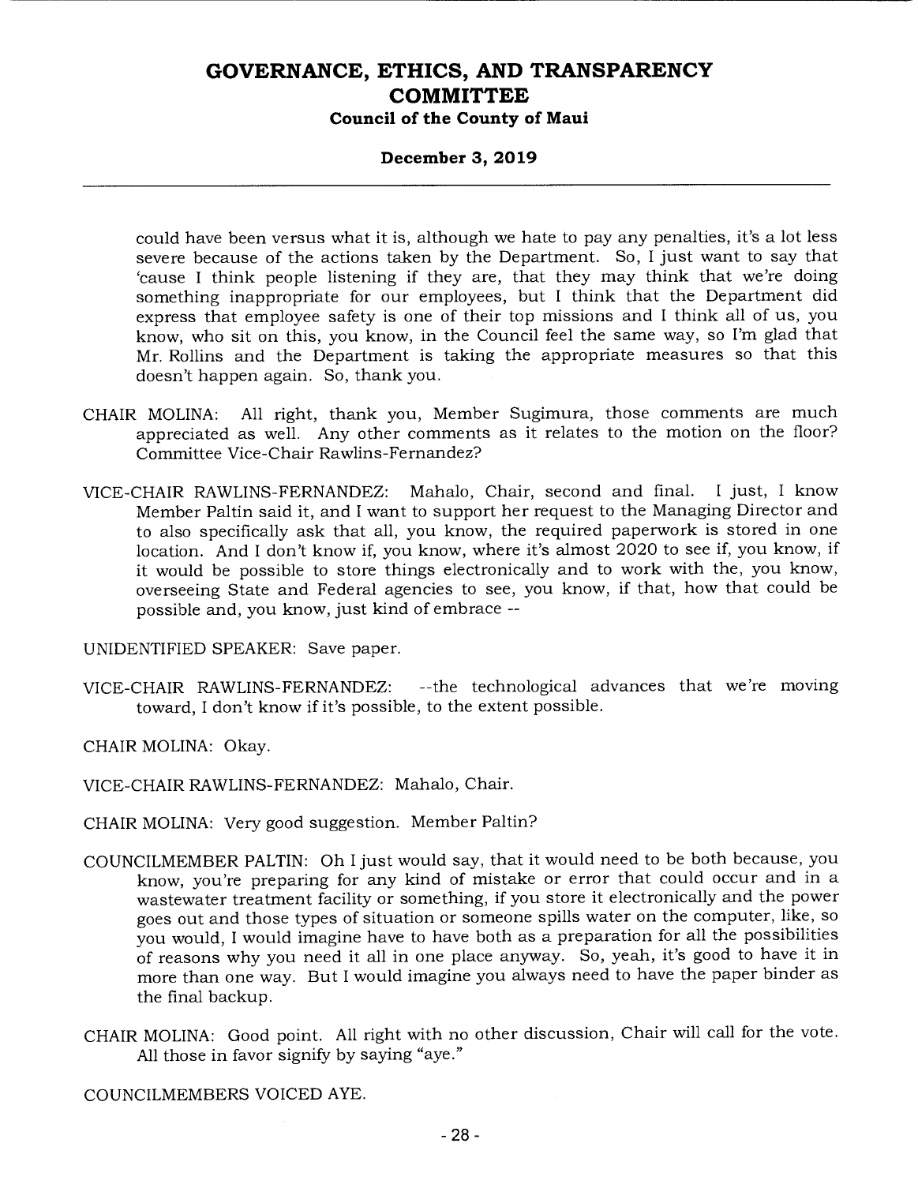could have been versus what it is, although we hate to pay any penalties, it's a lot less severe because of the actions taken by the Department. So, I just want to say that 'cause I think people listening if they are, that they may think that we're doing something inappropriate for our employees, but I think that the Department did express that employee safety is one of their top missions and I think all of us, you know, who sit on this, you know, in the Council feel the same way, so I'm glad that Mr. Rollins and the Department is taking the appropriate measures so that this doesn't happen again. So, thank you.

CHAIR MOLINA: All right, thank you, Member Sugimura, those comments are much appreciated as well. Any other comments as it relates to the motion on the floor? Committee Vice-Chair Rawlins-Fernandez?

VICE-CHAIR RAWLINS-FERNANDEZ: Mahalo, Chair, second and final. I just, I know Member Paltin said it, and I want to support her request to the Managing Director and to also specifically ask that all, you know, the required paperwork is stored in one location. And I don't know if, you know, where it's almost 2020 to see if, you know, if it would be possible to store things electronically and to work with the, you know, overseeing State and Federal agencies to see, you know, if that, how that could be possible and, you know, just kind of embrace --

UNIDENTIFIED SPEAKER: Save paper.

VICE-CHAIR RAWLINS-FERNANDEZ: --the technological advances that we're moving toward, I don't know if it's possible, to the extent possible.

CHAIR MOLINA: Okay.

VICE-CHAIR RAWLINS-FERNANDEZ: Mahalo, Chair.

CHAIR MOLINA: Very good suggestion. Member Paltin?

COUNCILMEMBER PALTIN: Oh I just would say, that it would need to be both because, you know, you're preparing for any kind of mistake or error that could occur and in a wastewater treatment facility or something, if you store it electronically and the power goes out and those types of situation or someone spills water on the computer, like, so you would, I would imagine have to have both as a preparation for all the possibilities of reasons why you need it all in one place anyway. So, yeah, it's good to have it in more than one way. But I would imagine you always need to have the paper binder as the final backup.

CHAIR MOLINA: Good point. All right with no other discussion, Chair will call for the vote. All those in favor signify by saying "aye."

COUNCILMEMBERS VOICED AYE.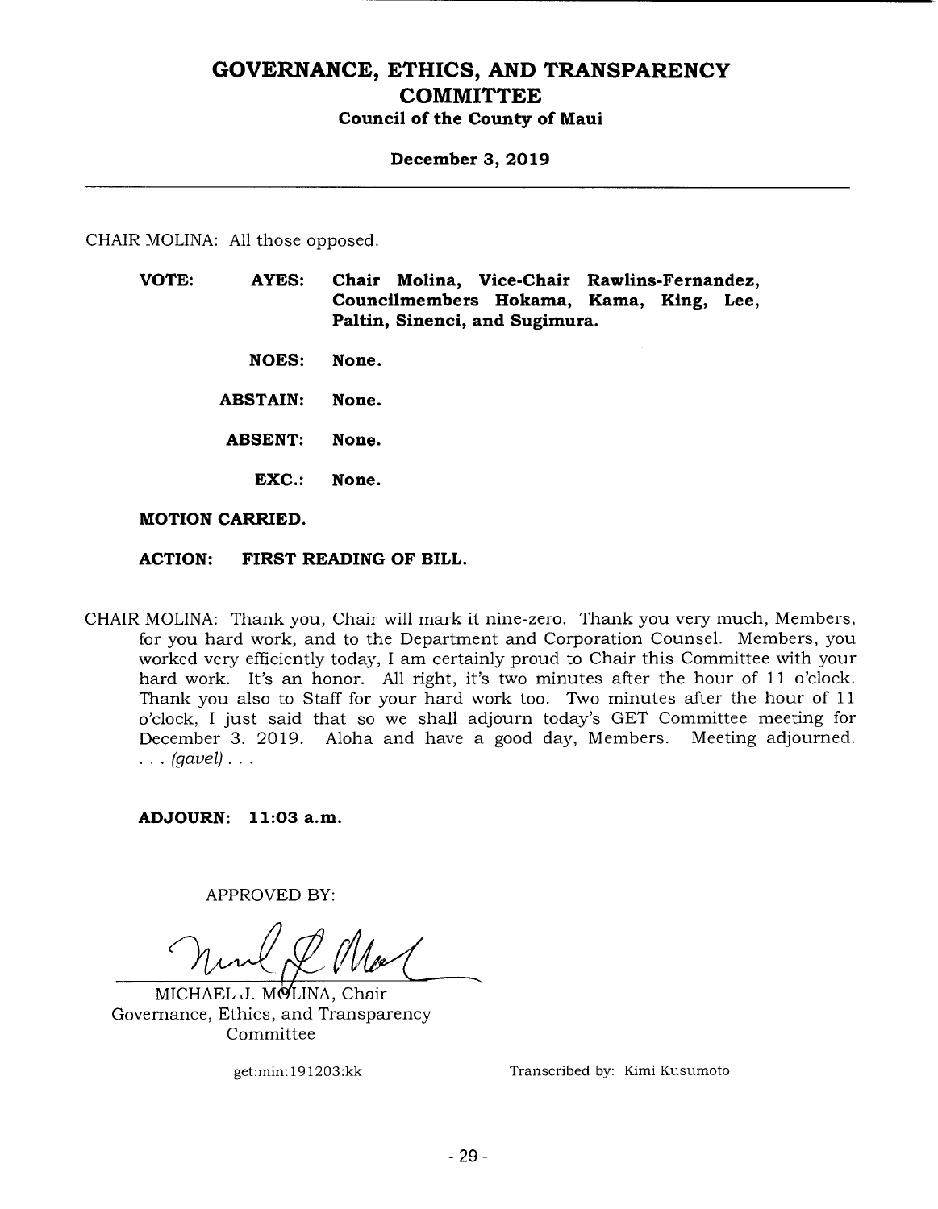CHAIR MOLINA: All those opposed.

**VOTE:** **AYES:** **Chair Molina, Vice-Chair Rawlins-Fernandez, Councilmembers Hokama, Kama, King, Lee, Paltin, Sinenci, and Sugimura.**

**NOES:** **None.**

**ABSTAIN:** **None.**

**ABSENT:** **None.**

**EXC.:** **None.**

**MOTION CARRIED.**

**ACTION:** **FIRST READING OF BILL.**

CHAIR MOLINA: Thank you, Chair will mark it nine-zero. Thank you very much, Members, for you hard work, and to the Department and Corporation Counsel. Members, you worked very efficiently today, I am certainly proud to Chair this Committee with your hard work. It's an honor. All right, it's two minutes after the hour of 11 o'clock. Thank you also to Staff for your hard work too. Two minutes after the hour of 11 o'clock, I just said that so we shall adjourn today's GET Committee meeting for December 3. 2019. Aloha and have a good day, Members. Meeting adjourned. . . . *(gavel)* . . .

**ADJOURN:** **11:03 a.m.**

APPROVED BY:

MICHAEL J. MOLINA, Chair
Governance, Ethics, and Transparency Committee

get:min:191203:kk

Transcribed by: Kimi Kusumoto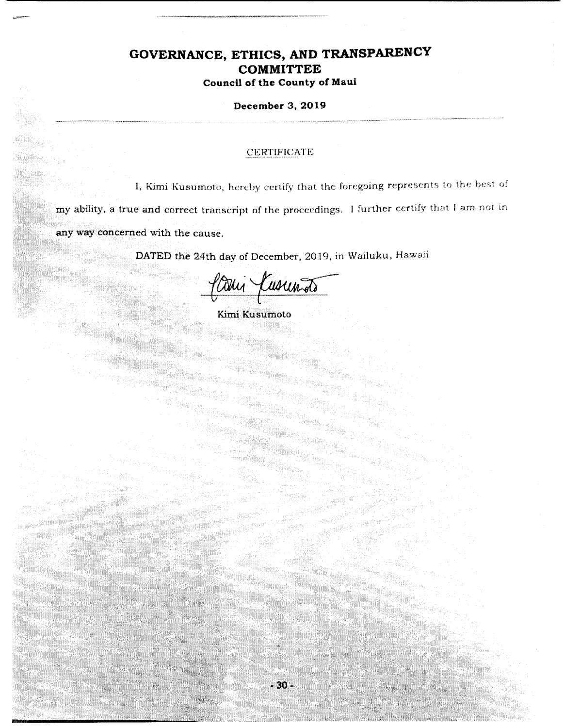# GOVERNANCE, ETHICS, AND TRANSPARENCY COMMITTEE

**Council of the County of Maui**

**December 3, 2019**

CERTIFICATE

I, Kimi Kusumoto, hereby certify that the foregoing represents to the best of my ability, a true and correct transcript of the proceedings. I further certify that I am not in any way concerned with the cause.

DATED the 24th day of December, 2019, in Wailuku, Hawaii

Kimi Kusumoto